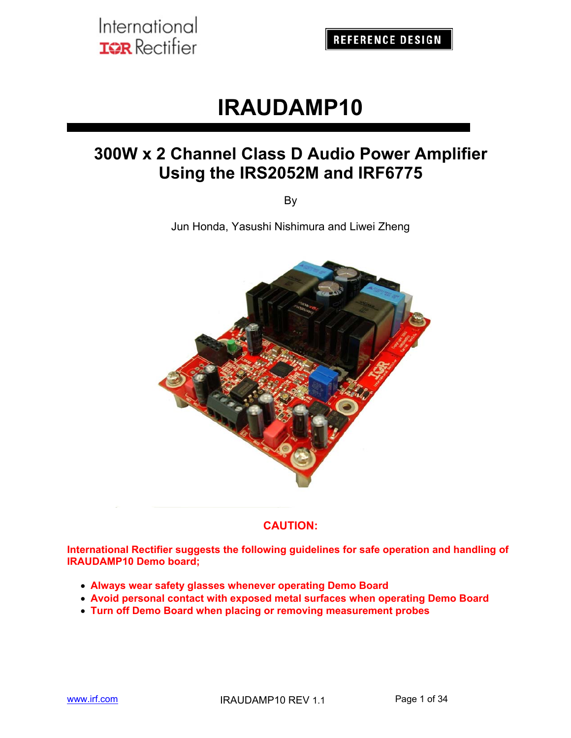International Rectifier

REFERENCE DESIGN

# IRAUDAMP10

## 300W x 2 Channel Class D Audio Power Amplifier Using the IRS2052M and IRF6775

By

Jun Honda, Yasushi Nishimura and Liwei Zheng

**CAUTION:**

**International Rectifier suggests the following guidelines for safe operation and handling of IRAUDAMP10 Demo board;**

- **Always wear safety glasses whenever operating Demo Board**
- **Avoid personal contact with exposed metal surfaces when operating Demo Board**
- **Turn off Demo Board when placing or removing measurement probes**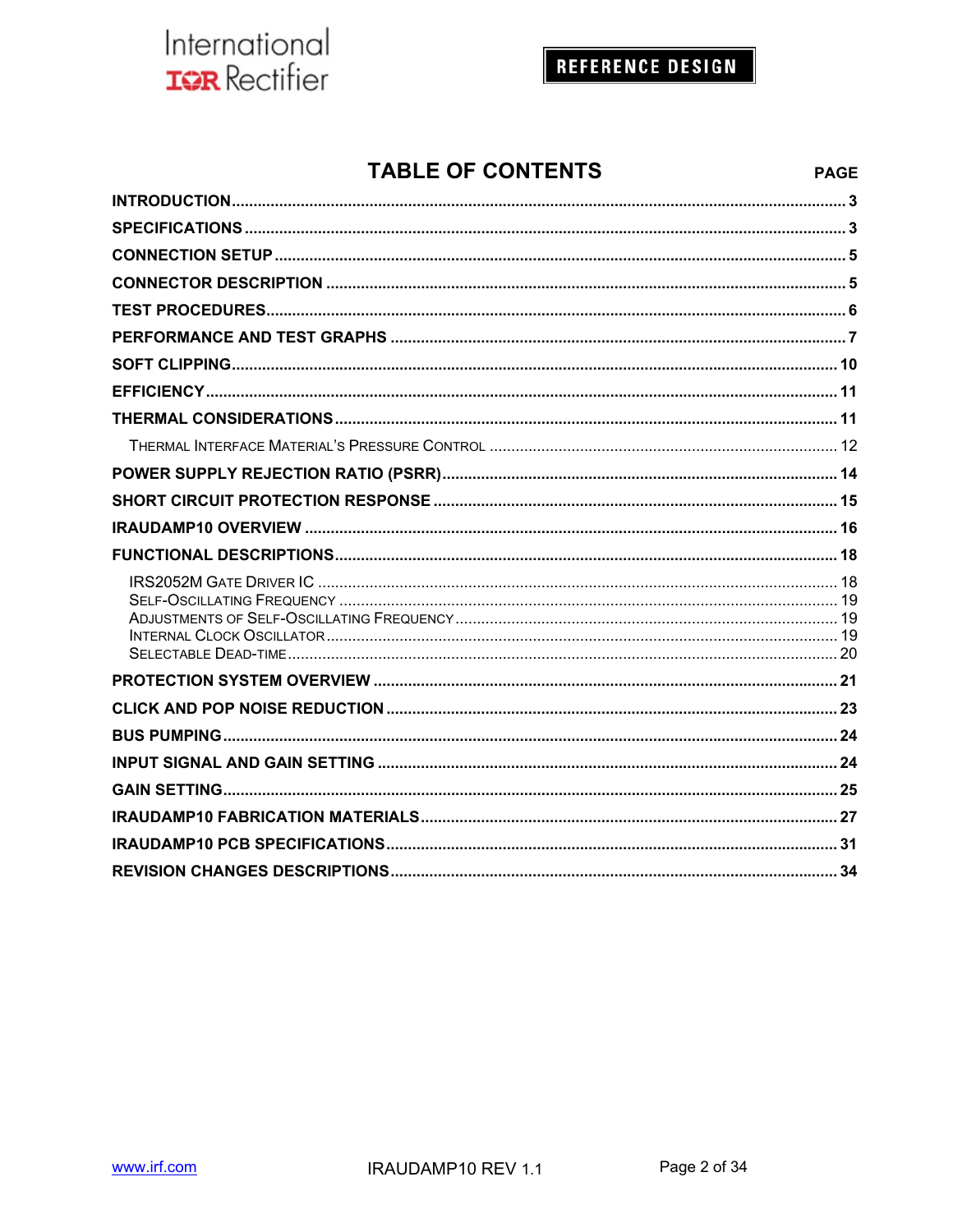# TABLE OF CONTENTS

| | PAGE |
|---|---|
| **INTRODUCTION** | **3** |
| **SPECIFICATIONS** | **3** |
| **CONNECTION SETUP** | **5** |
| **CONNECTOR DESCRIPTION** | **5** |
| **TEST PROCEDURES** | **6** |
| **PERFORMANCE AND TEST GRAPHS** | **7** |
| **SOFT CLIPPING** | **10** |
| **EFFICIENCY** | **11** |
| **THERMAL CONSIDERATIONS** | **11** |
| Thermal Interface Material's Pressure Control | 12 |
| **POWER SUPPLY REJECTION RATIO (PSRR)** | **14** |
| **SHORT CIRCUIT PROTECTION RESPONSE** | **15** |
| **IRAUDAMP10 OVERVIEW** | **16** |
| **FUNCTIONAL DESCRIPTIONS** | **18** |
| IRS2052M Gate Driver IC | 18 |
| Self-Oscillating Frequency | 19 |
| Adjustments of Self-Oscillating Frequency | 19 |
| Internal Clock Oscillator | 19 |
| Selectable Dead-time | 20 |
| **PROTECTION SYSTEM OVERVIEW** | **21** |
| **CLICK AND POP NOISE REDUCTION** | **23** |
| **BUS PUMPING** | **24** |
| **INPUT SIGNAL AND GAIN SETTING** | **24** |
| **GAIN SETTING** | **25** |
| **IRAUDAMP10 FABRICATION MATERIALS** | **27** |
| **IRAUDAMP10 PCB SPECIFICATIONS** | **31** |
| **REVISION CHANGES DESCRIPTIONS** | **34** |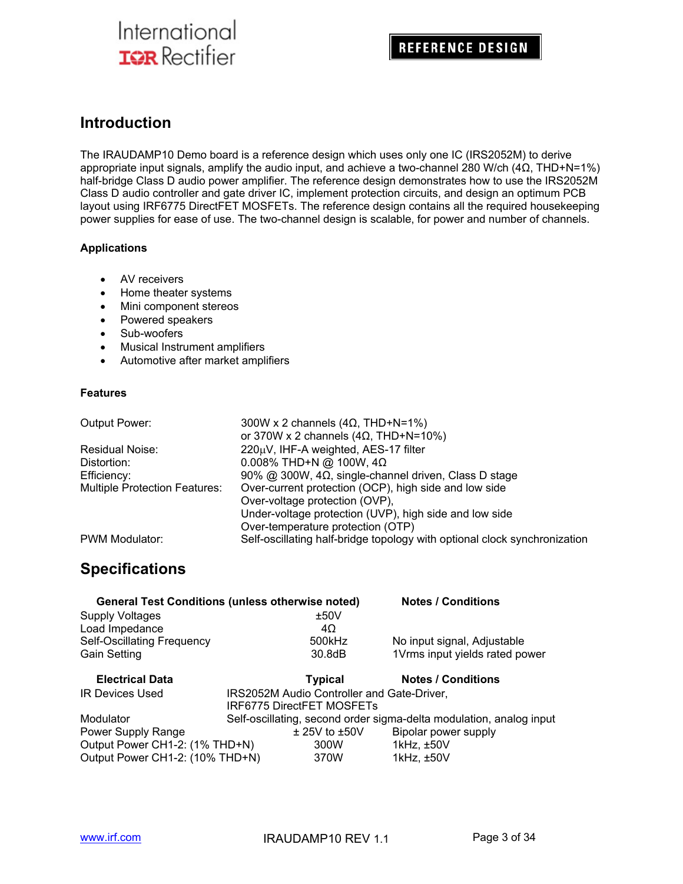## Introduction

The IRAUDAMP10 Demo board is a reference design which uses only one IC (IRS2052M) to derive appropriate input signals, amplify the audio input, and achieve a two-channel 280 W/ch (4Ω, THD+N=1%) half-bridge Class D audio power amplifier. The reference design demonstrates how to use the IRS2052M Class D audio controller and gate driver IC, implement protection circuits, and design an optimum PCB layout using IRF6775 DirectFET MOSFETs. The reference design contains all the required housekeeping power supplies for ease of use. The two-channel design is scalable, for power and number of channels.

### Applications

- AV receivers
- Home theater systems
- Mini component stereos
- Powered speakers
- Sub-woofers
- Musical Instrument amplifiers
- Automotive after market amplifiers

### Features

| | |
|---|---|
| Output Power: | 300W x 2 channels (4Ω, THD+N=1%)<br>or 370W x 2 channels (4Ω, THD+N=10%) |
| Residual Noise: | 220µV, IHF-A weighted, AES-17 filter |
| Distortion: | 0.008% THD+N @ 100W, 4Ω |
| Efficiency: | 90% @ 300W, 4Ω, single-channel driven, Class D stage |
| Multiple Protection Features: | Over-current protection (OCP), high side and low side<br>Over-voltage protection (OVP),<br>Under-voltage protection (UVP), high side and low side<br>Over-temperature protection (OTP) |
| PWM Modulator: | Self-oscillating half-bridge topology with optional clock synchronization |

## Specifications

| General Test Conditions (unless otherwise noted) | | Notes / Conditions |
|---|---|---|
| Supply Voltages | ±50V | |
| Load Impedance | 4Ω | |
| Self-Oscillating Frequency | 500kHz | No input signal, Adjustable |
| Gain Setting | 30.8dB | 1Vrms input yields rated power |

| Electrical Data | Typical | Notes / Conditions |
|---|---|---|
| IR Devices Used | IRS2052M Audio Controller and Gate-Driver,<br>IRF6775 DirectFET MOSFETs | |
| Modulator | Self-oscillating, second order sigma-delta modulation, analog input | |
| Power Supply Range | ± 25V to ±50V | Bipolar power supply |
| Output Power CH1-2: (1% THD+N) | 300W | 1kHz, ±50V |
| Output Power CH1-2: (10% THD+N) | 370W | 1kHz, ±50V |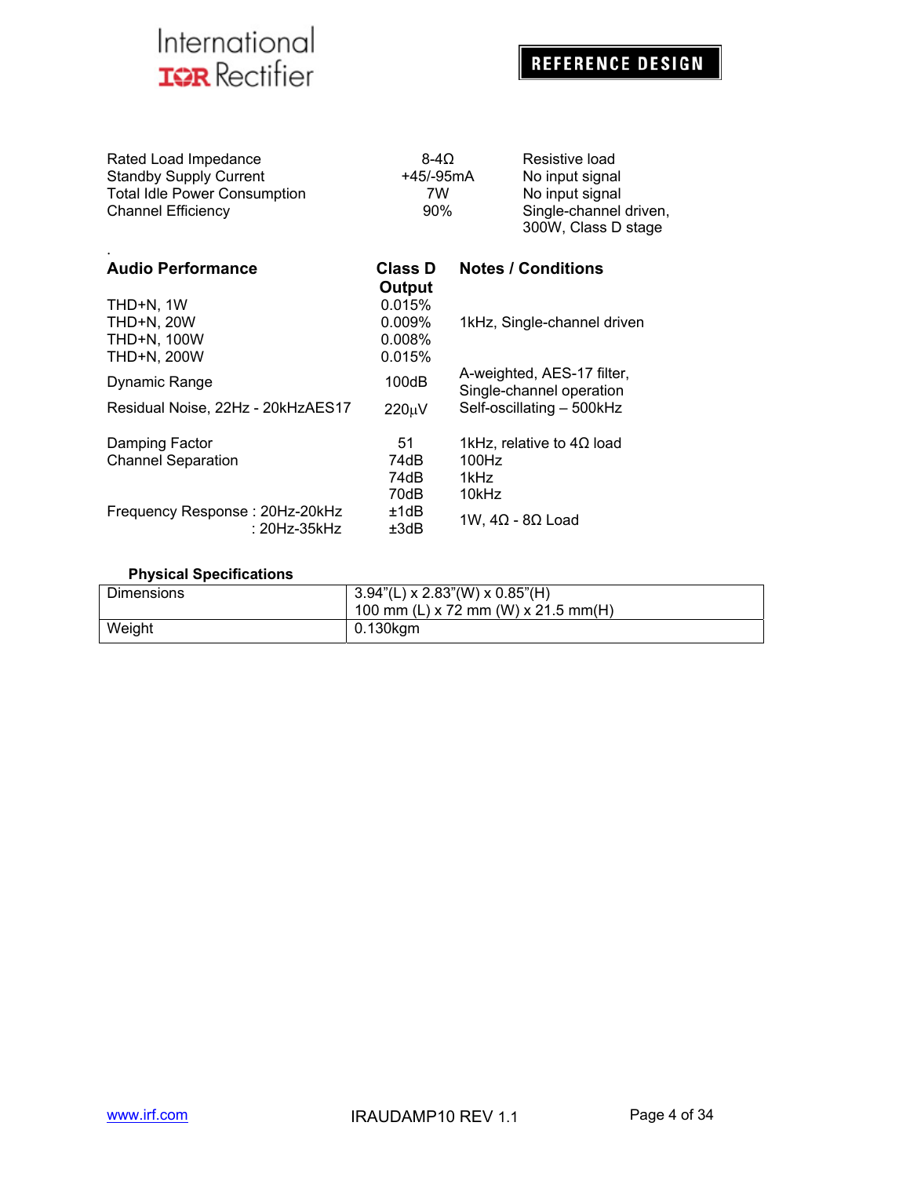| | | |
|---|---|---|
| Rated Load Impedance | 8-4Ω | Resistive load |
| Standby Supply Current | +45/-95mA | No input signal |
| Total Idle Power Consumption | 7W | No input signal |
| Channel Efficiency | 90% | Single-channel driven, 300W, Class D stage |

.

| Audio Performance | Class D Output | Notes / Conditions |
|---|---|---|
| THD+N, 1W | 0.015% | |
| THD+N, 20W | 0.009% | 1kHz, Single-channel driven |
| THD+N, 100W | 0.008% | |
| THD+N, 200W | 0.015% | |
| Dynamic Range | 100dB | A-weighted, AES-17 filter, Single-channel operation |
| Residual Noise, 22Hz - 20kHzAES17 | 220µV | Self-oscillating – 500kHz |
| Damping Factor | 51 | 1kHz, relative to 4Ω load |
| Channel Separation | 74dB | 100Hz |
| | 74dB | 1kHz |
| | 70dB | 10kHz |
| Frequency Response : 20Hz-20kHz | ±1dB | 1W, 4Ω - 8Ω Load |
| : 20Hz-35kHz | ±3dB | |

**Physical Specifications**

| | |
|---|---|
| Dimensions | 3.94"(L) x 2.83"(W) x 0.85"(H)<br>100 mm (L) x 72 mm (W) x 21.5 mm(H) |
| Weight | 0.130kgm |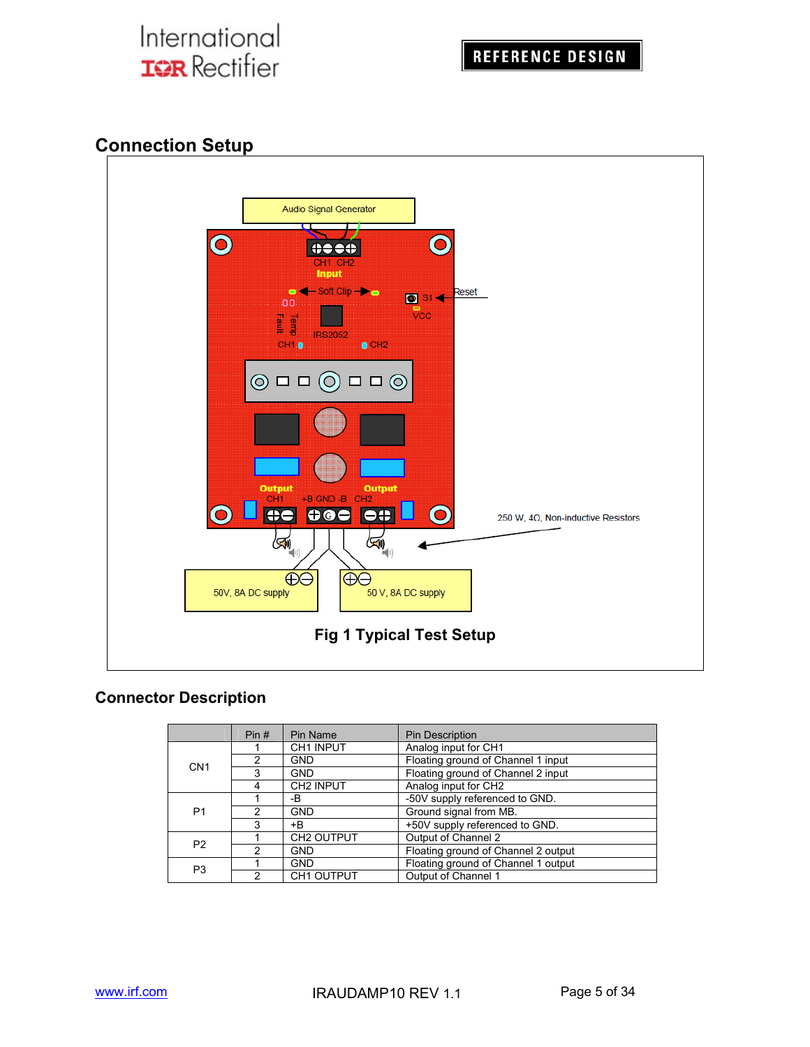## Connection Setup

Fig 1 Typical Test Setup

## Connector Description

| | Pin # | Pin Name | Pin Description |
|---|---|---|---|
| CN1 | 1 | CH1 INPUT | Analog input for CH1 |
| | 2 | GND | Floating ground of Channel 1 input |
| | 3 | GND | Floating ground of Channel 2 input |
| | 4 | CH2 INPUT | Analog input for CH2 |
| P1 | 1 | -B | -50V supply referenced to GND. |
| | 2 | GND | Ground signal from MB. |
| | 3 | +B | +50V supply referenced to GND. |
| P2 | 1 | CH2 OUTPUT | Output of Channel 2 |
| | 2 | GND | Floating ground of Channel 2 output |
| P3 | 1 | GND | Floating ground of Channel 1 output |
| | 2 | CH1 OUTPUT | Output of Channel 1 |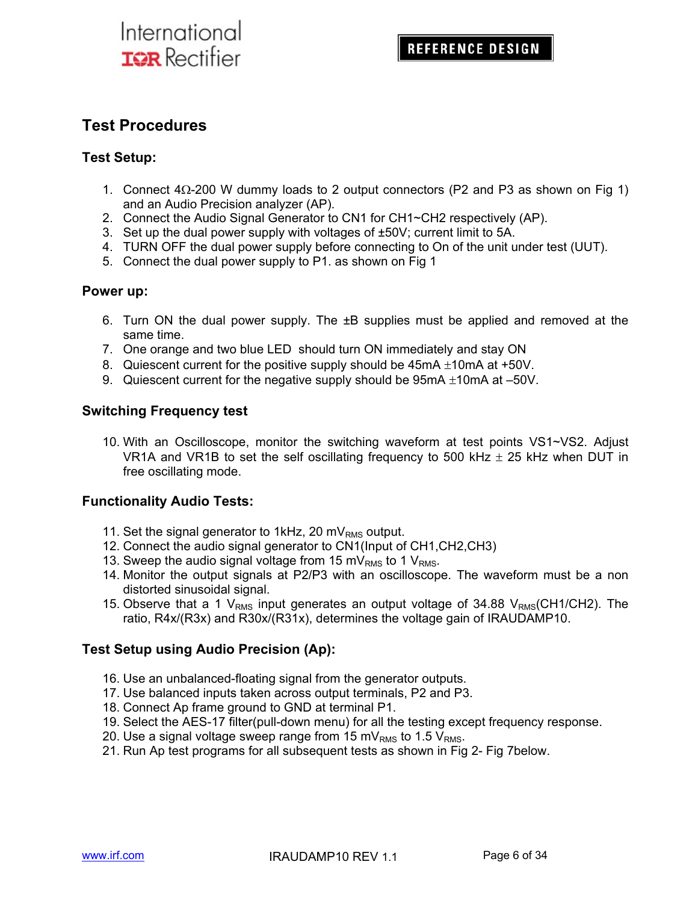## Test Procedures

### Test Setup:

1. Connect 4Ω-200 W dummy loads to 2 output connectors (P2 and P3 as shown on Fig 1) and an Audio Precision analyzer (AP).
2. Connect the Audio Signal Generator to CN1 for CH1~CH2 respectively (AP).
3. Set up the dual power supply with voltages of ±50V; current limit to 5A.
4. TURN OFF the dual power supply before connecting to On of the unit under test (UUT).
5. Connect the dual power supply to P1. as shown on Fig 1

### Power up:

6. Turn ON the dual power supply. The ±B supplies must be applied and removed at the same time.
7. One orange and two blue LED should turn ON immediately and stay ON
8. Quiescent current for the positive supply should be 45mA ±10mA at +50V.
9. Quiescent current for the negative supply should be 95mA ±10mA at –50V.

### Switching Frequency test

10. With an Oscilloscope, monitor the switching waveform at test points VS1~VS2. Adjust VR1A and VR1B to set the self oscillating frequency to 500 kHz ± 25 kHz when DUT in free oscillating mode.

### Functionality Audio Tests:

11. Set the signal generator to 1kHz, 20 $mV_{RMS}$ output.
12. Connect the audio signal generator to CN1(Input of CH1,CH2,CH3)
13. Sweep the audio signal voltage from 15 $mV_{RMS}$ to 1 $V_{RMS}$.
14. Monitor the output signals at P2/P3 with an oscilloscope. The waveform must be a non distorted sinusoidal signal.
15. Observe that a 1 $V_{RMS}$ input generates an output voltage of 34.88 $V_{RMS}$(CH1/CH2). The ratio, R4x/(R3x) and R30x/(R31x), determines the voltage gain of IRAUDAMP10.

### Test Setup using Audio Precision (Ap):

16. Use an unbalanced-floating signal from the generator outputs.
17. Use balanced inputs taken across output terminals, P2 and P3.
18. Connect Ap frame ground to GND at terminal P1.
19. Select the AES-17 filter(pull-down menu) for all the testing except frequency response.
20. Use a signal voltage sweep range from 15 $mV_{RMS}$ to 1.5 $V_{RMS}$.
21. Run Ap test programs for all subsequent tests as shown in Fig 2- Fig 7below.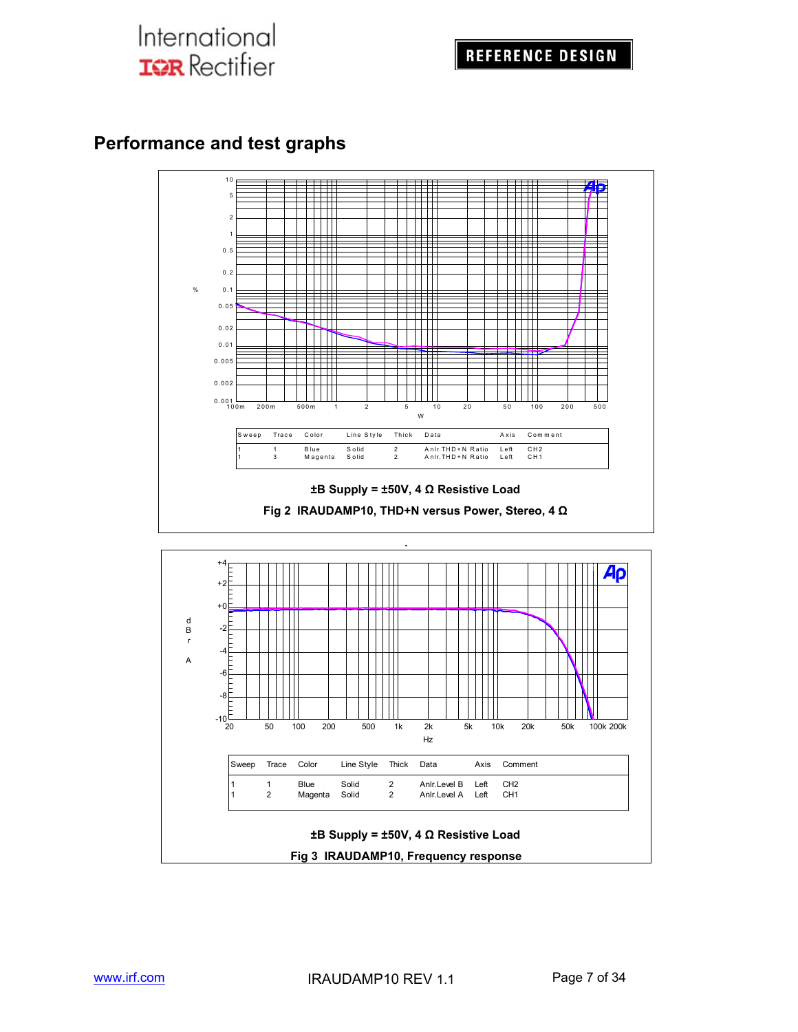## Performance and test graphs

| Sweep | Trace | Color | Line Style | Thick | Data | Axis | Comment |
|---|---|---|---|---|---|---|---|
| 1 | 1 | Blue | Solid | 2 | Anlr.THD+N Ratio | Left | CH2 |
| 1 | 3 | Magenta | Solid | 2 | Anlr.THD+N Ratio | Left | CH1 |

**±B Supply = ±50V, 4 Ω Resistive Load**

**Fig 2 IRAUDAMP10, THD+N versus Power, Stereo, 4 Ω**

| Sweep | Trace | Color | Line Style | Thick | Data | Axis | Comment |
|---|---|---|---|---|---|---|---|
| 1 | 1 | Blue | Solid | 2 | Anlr.Level B | Left | CH2 |
| 1 | 2 | Magenta | Solid | 2 | Anlr.Level A | Left | CH1 |

**±B Supply = ±50V, 4 Ω Resistive Load**

**Fig 3 IRAUDAMP10, Frequency response**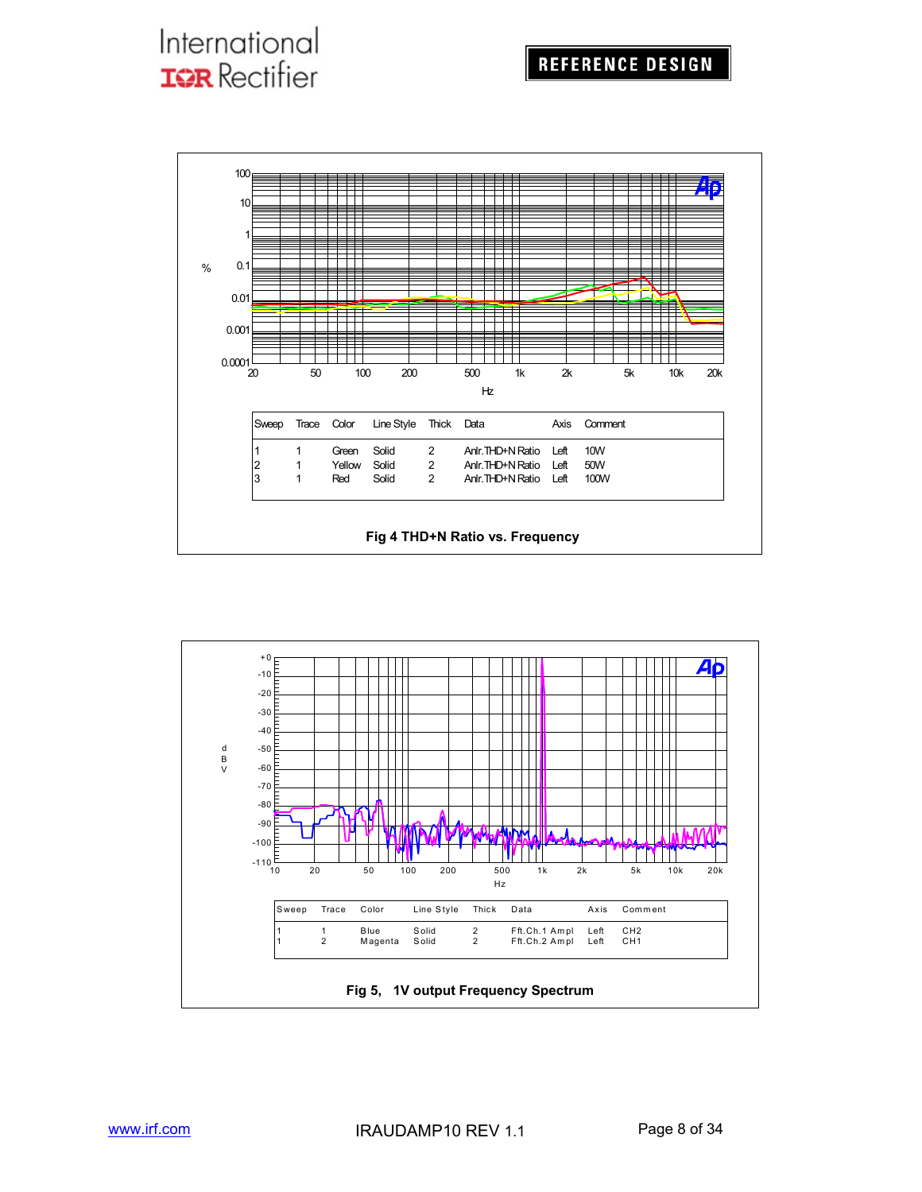| Sweep | Trace | Color | Line Style | Thick | Data | Axis | Comment |
|---|---|---|---|---|---|---|---|
| 1 | 1 | Green | Solid | 2 | Anlr.THD+N Ratio | Left | 10W |
| 2 | 1 | Yellow | Solid | 2 | Anlr.THD+N Ratio | Left | 50W |
| 3 | 1 | Red | Solid | 2 | Anlr.THD+N Ratio | Left | 100W |

**Fig 4 THD+N Ratio vs. Frequency**

| Sweep | Trace | Color | Line Style | Thick | Data | Axis | Comment |
|---|---|---|---|---|---|---|---|
| 1 | 1 | Blue | Solid | 2 | Fft.Ch.1 Ampl | Left | CH2 |
| 1 | 2 | Magenta | Solid | 2 | Fft.Ch.2 Ampl | Left | CH1 |

**Fig 5, 1V output Frequency Spectrum**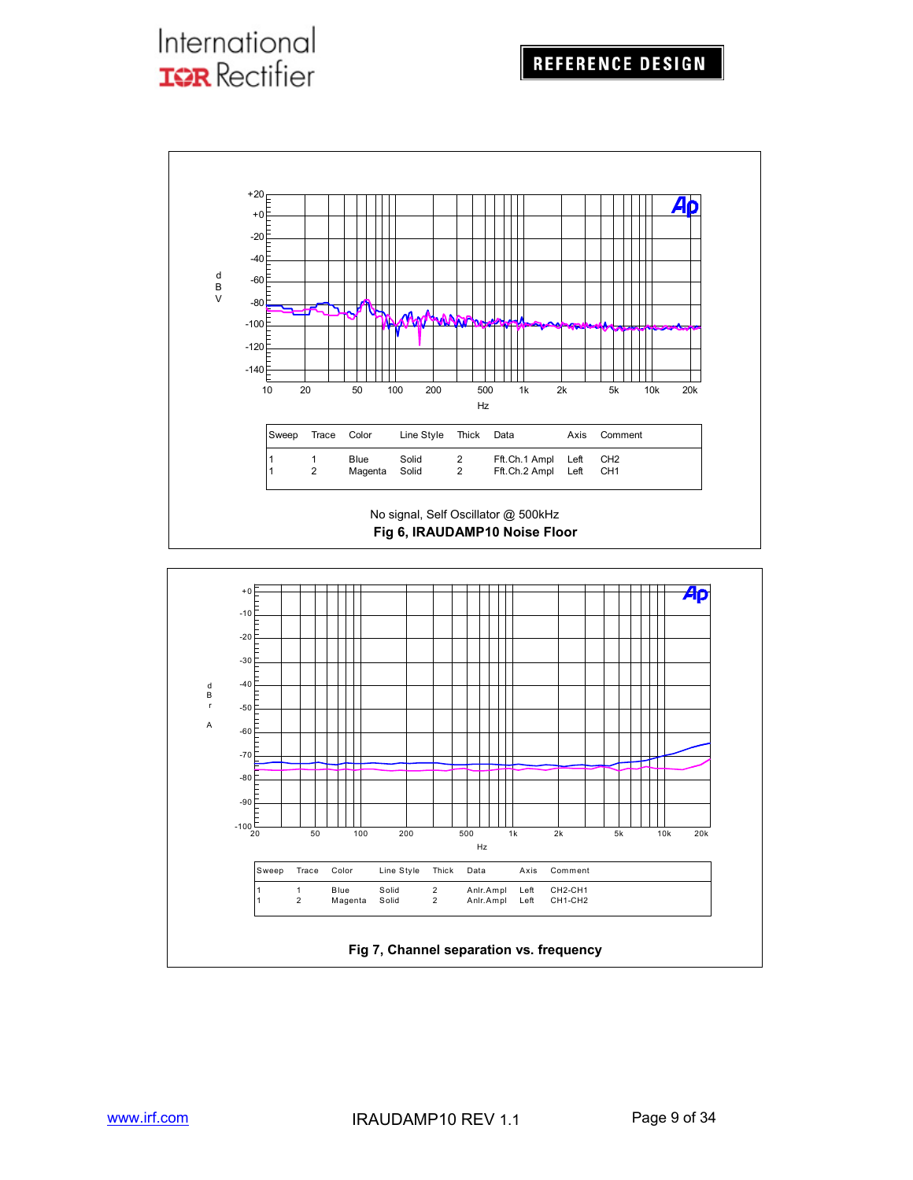| Sweep | Trace | Color | Line Style | Thick | Data | Axis | Comment |
|---|---|---|---|---|---|---|---|
| 1 | 1 | Blue | Solid | 2 | Fft.Ch.1 Ampl | Left | CH2 |
| 1 | 2 | Magenta | Solid | 2 | Fft.Ch.2 Ampl | Left | CH1 |

No signal, Self Oscillator @ 500kHz

**Fig 6, IRAUDAMP10 Noise Floor**

| Sweep | Trace | Color | Line Style | Thick | Data | Axis | Comment |
|---|---|---|---|---|---|---|---|
| 1 | 1 | Blue | Solid | 2 | Anlr.Ampl | Left | CH2-CH1 |
| 1 | 2 | Magenta | Solid | 2 | Anlr.Ampl | Left | CH1-CH2 |

**Fig 7, Channel separation vs. frequency**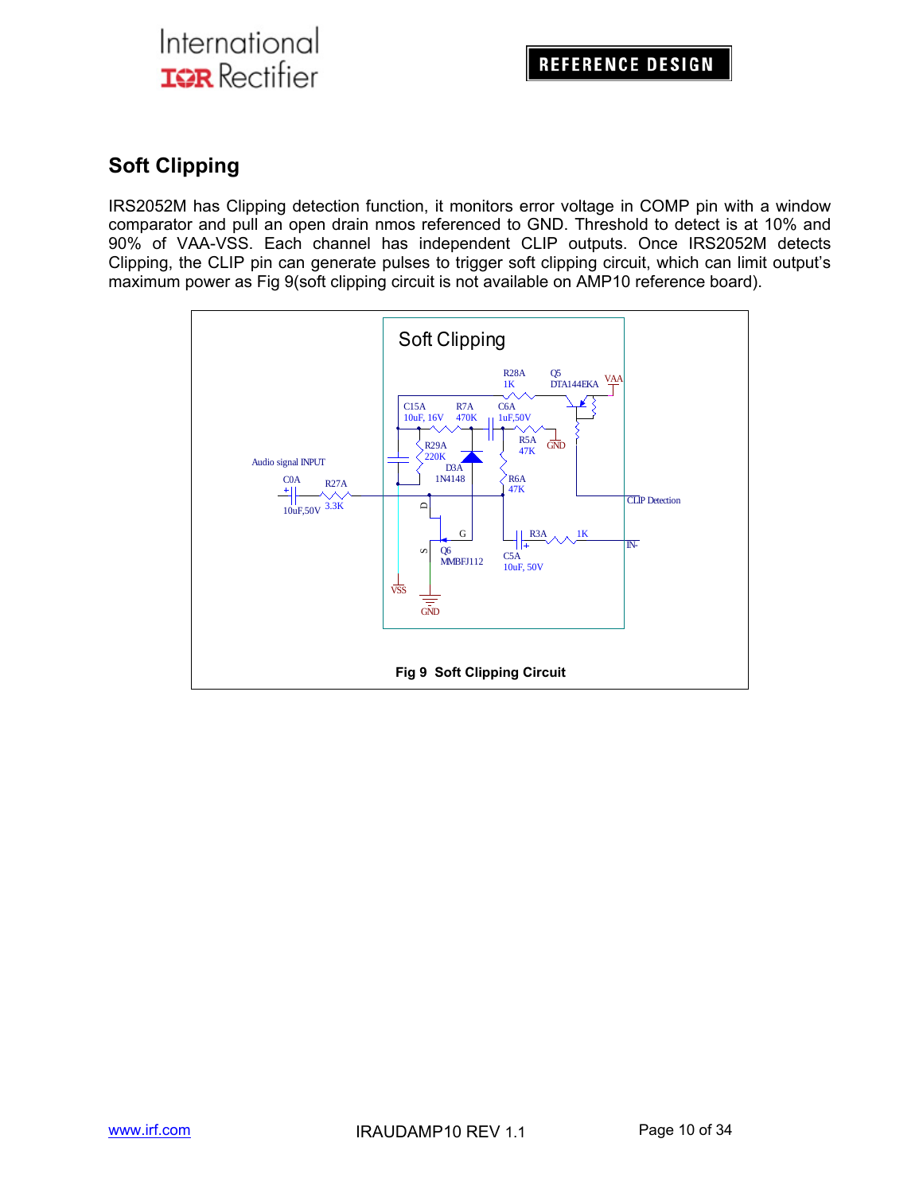## Soft Clipping

IRS2052M has Clipping detection function, it monitors error voltage in COMP pin with a window comparator and pull an open drain nmos referenced to GND. Threshold to detect is at 10% and 90% of VAA-VSS. Each channel has independent CLIP outputs. Once IRS2052M detects Clipping, the CLIP pin can generate pulses to trigger soft clipping circuit, which can limit output's maximum power as Fig 9(soft clipping circuit is not available on AMP10 reference board).

**Fig 9 Soft Clipping Circuit**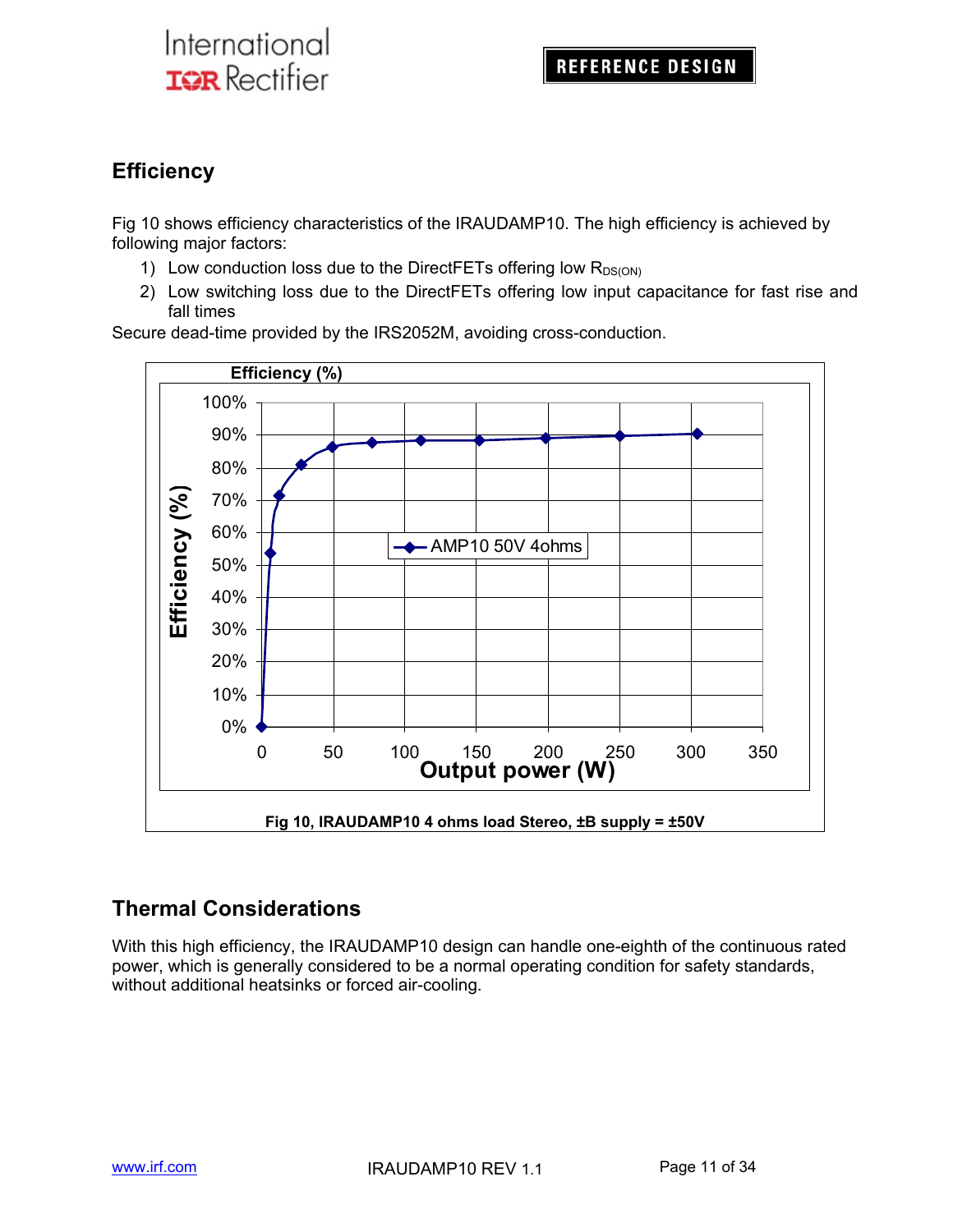## Efficiency

Fig 10 shows efficiency characteristics of the IRAUDAMP10. The high efficiency is achieved by following major factors:

1) Low conduction loss due to the DirectFETs offering low $R_{DS(ON)}$
2) Low switching loss due to the DirectFETs offering low input capacitance for fast rise and fall times

Secure dead-time provided by the IRS2052M, avoiding cross-conduction.

Fig 10, IRAUDAMP10 4 ohms load Stereo, ±B supply = ±50V

## Thermal Considerations

With this high efficiency, the IRAUDAMP10 design can handle one-eighth of the continuous rated power, which is generally considered to be a normal operating condition for safety standards, without additional heatsinks or forced air-cooling.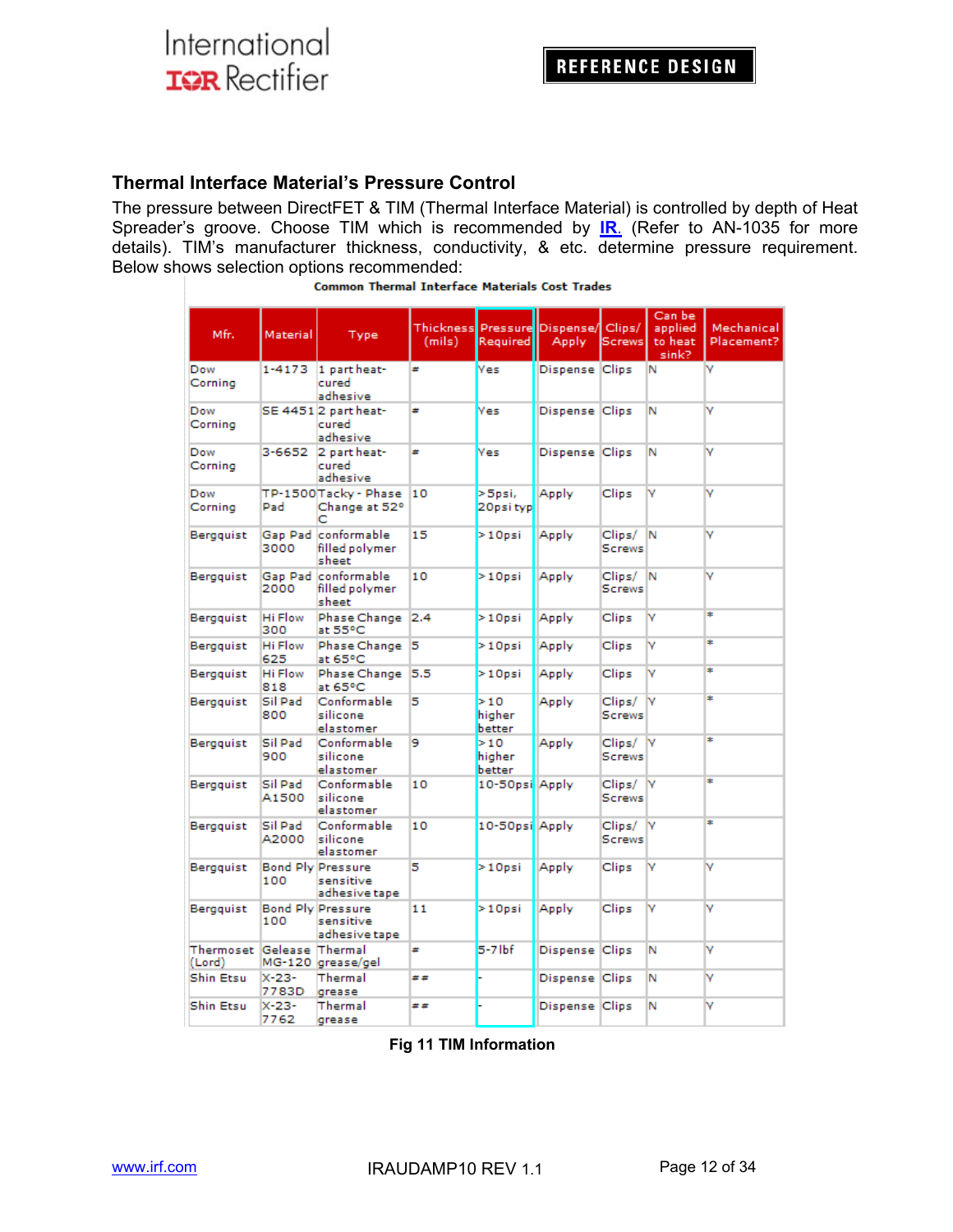## Thermal Interface Material's Pressure Control

The pressure between DirectFET & TIM (Thermal Interface Material) is controlled by depth of Heat Spreader's groove. Choose TIM which is recommended by IR. (Refer to AN-1035 for more details). TIM's manufacturer thickness, conductivity, & etc. determine pressure requirement. Below shows selection options recommended:

**Common Thermal Interface Materials Cost Trades**

| Mfr. | Material | Type | Thickness (mils) | Pressure Required | Dispense/ Apply | Clips/ Screws | Can be applied to heat sink? | Mechanical Placement? |
|---|---|---|---|---|---|---|---|---|
| Dow Corning | 1-4173 | 1 part heat-cured adhesive | * | Yes | Dispense | Clips | N | Y |
| Dow Corning | SE 4451 | 2 part heat-cured adhesive | * | Yes | Dispense | Clips | N | Y |
| Dow Corning | 3-6652 | 2 part heat-cured adhesive | * | Yes | Dispense | Clips | N | Y |
| Dow Corning | TP-1500 Pad | Tacky - Phase Change at 52°C | 10 | >5psi, 20psi typ | Apply | Clips | Y | Y |
| Bergquist | Gap Pad 3000 | conformable filled polymer sheet | 15 | >10psi | Apply | Clips/ Screws | N | Y |
| Bergquist | Gap Pad 2000 | conformable filled polymer sheet | 10 | >10psi | Apply | Clips/ Screws | N | Y |
| Bergquist | Hi Flow 300 | Phase Change at 55°C | 2.4 | >10psi | Apply | Clips | Y | * |
| Bergquist | Hi Flow 625 | Phase Change at 65°C | 5 | >10psi | Apply | Clips | Y | * |
| Bergquist | Hi Flow 818 | Phase Change at 65°C | 5.5 | >10psi | Apply | Clips | Y | * |
| Bergquist | Sil Pad 800 | Conformable silicone elastomer | 5 | >10 higher better | Apply | Clips/ Screws | Y | * |
| Bergquist | Sil Pad 900 | Conformable silicone elastomer | 9 | >10 higher better | Apply | Clips/ Screws | Y | * |
| Bergquist | Sil Pad A1500 | Conformable silicone elastomer | 10 | 10-50psi | Apply | Clips/ Screws | Y | * |
| Bergquist | Sil Pad A2000 | Conformable silicone elastomer | 10 | 10-50psi | Apply | Clips/ Screws | Y | * |
| Bergquist | Bond Ply 100 | Pressure sensitive adhesive tape | 5 | >10psi | Apply | Clips | Y | Y |
| Bergquist | Bond Ply 100 | Pressure sensitive adhesive tape | 11 | >10psi | Apply | Clips | Y | Y |
| Thermoset (Lord) | Gelease MG-120 | Thermal grease/gel | * | 5-7lbf | Dispense | Clips | N | Y |
| Shin Etsu | X-23-7783D | Thermal grease | ** | - | Dispense | Clips | N | Y |
| Shin Etsu | X-23-7762 | Thermal grease | ** | - | Dispense | Clips | N | Y |

**Fig 11 TIM Information**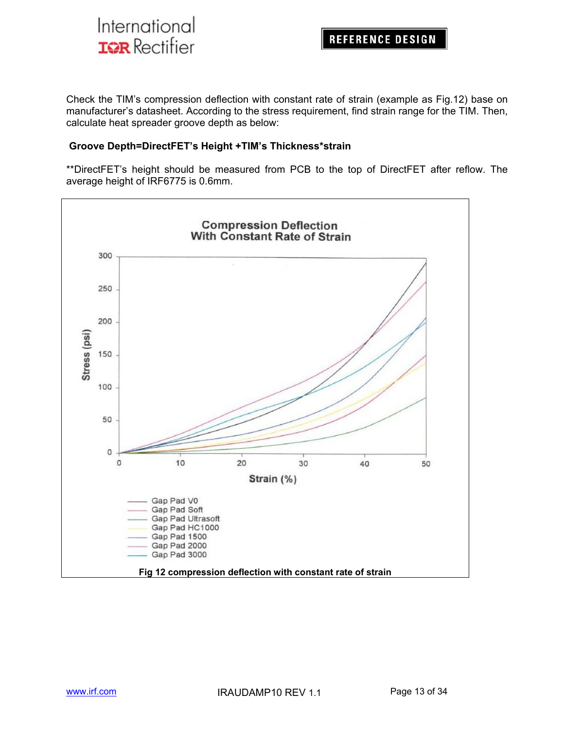Check the TIM's compression deflection with constant rate of strain (example as Fig.12) base on manufacturer's datasheet. According to the stress requirement, find strain range for the TIM. Then, calculate heat spreader groove depth as below:

**Groove Depth=DirectFET's Height +TIM's Thickness*strain**

**DirectFET's height should be measured from PCB to the top of DirectFET after reflow. The average height of IRF6775 is 0.6mm.

**Fig 12 compression deflection with constant rate of strain**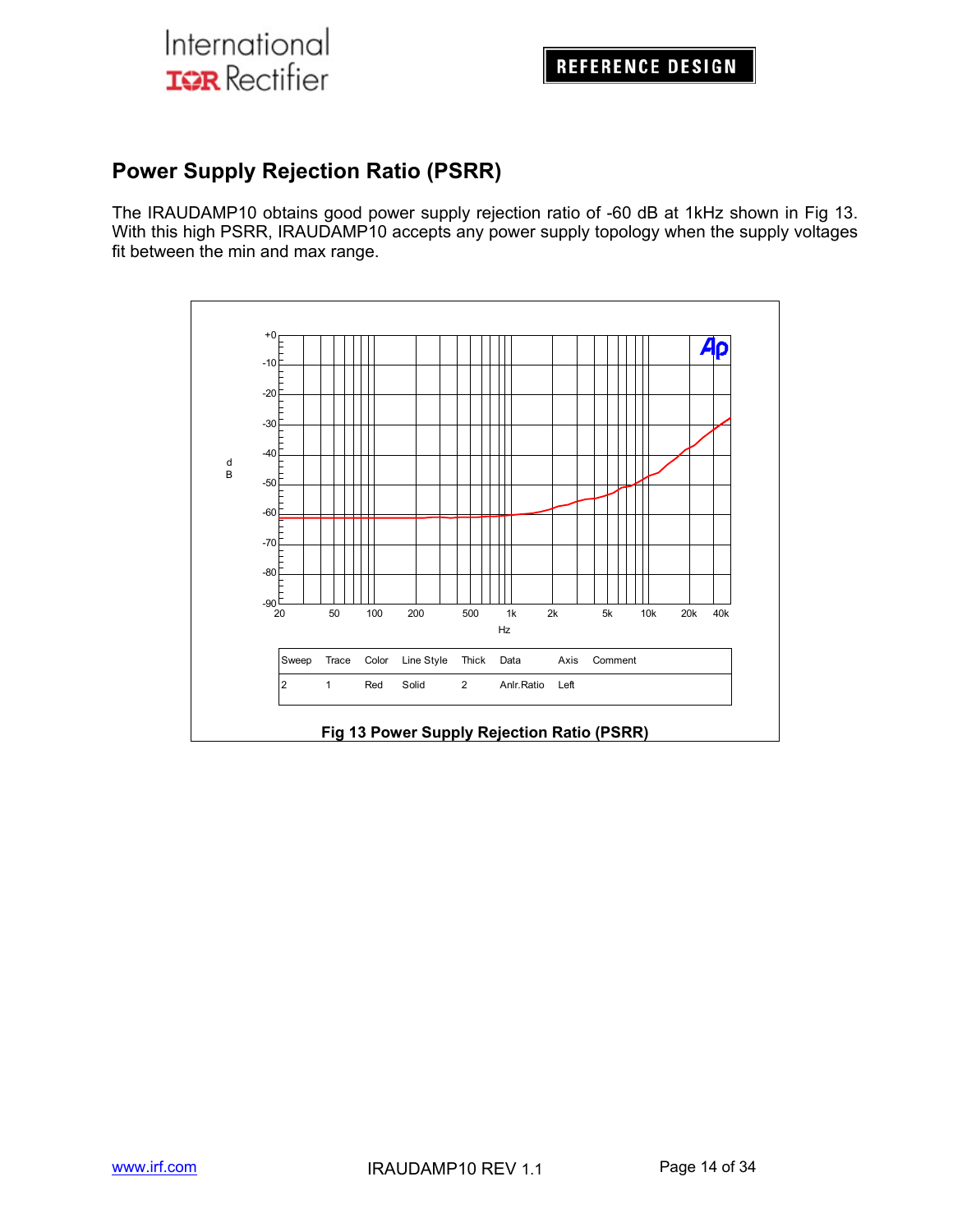## Power Supply Rejection Ratio (PSRR)

The IRAUDAMP10 obtains good power supply rejection ratio of -60 dB at 1kHz shown in Fig 13. With this high PSRR, IRAUDAMP10 accepts any power supply topology when the supply voltages fit between the min and max range.

| Sweep | Trace | Color | Line Style | Thick | Data | Axis | Comment |
|---|---|---|---|---|---|---|---|
| 2 | 1 | Red | Solid | 2 | Anlr.Ratio | Left | |

**Fig 13 Power Supply Rejection Ratio (PSRR)**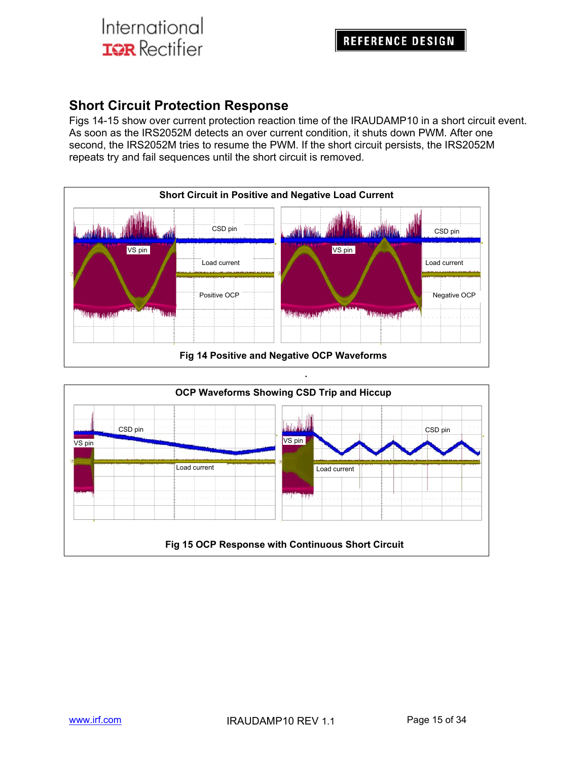## Short Circuit Protection Response

Figs 14-15 show over current protection reaction time of the IRAUDAMP10 in a short circuit event. As soon as the IRS2052M detects an over current condition, it shuts down PWM. After one second, the IRS2052M tries to resume the PWM. If the short circuit persists, the IRS2052M repeats try and fail sequences until the short circuit is removed.

**Short Circuit in Positive and Negative Load Current**

Fig 14 Positive and Negative OCP Waveforms

**OCP Waveforms Showing CSD Trip and Hiccup**

Fig 15 OCP Response with Continuous Short Circuit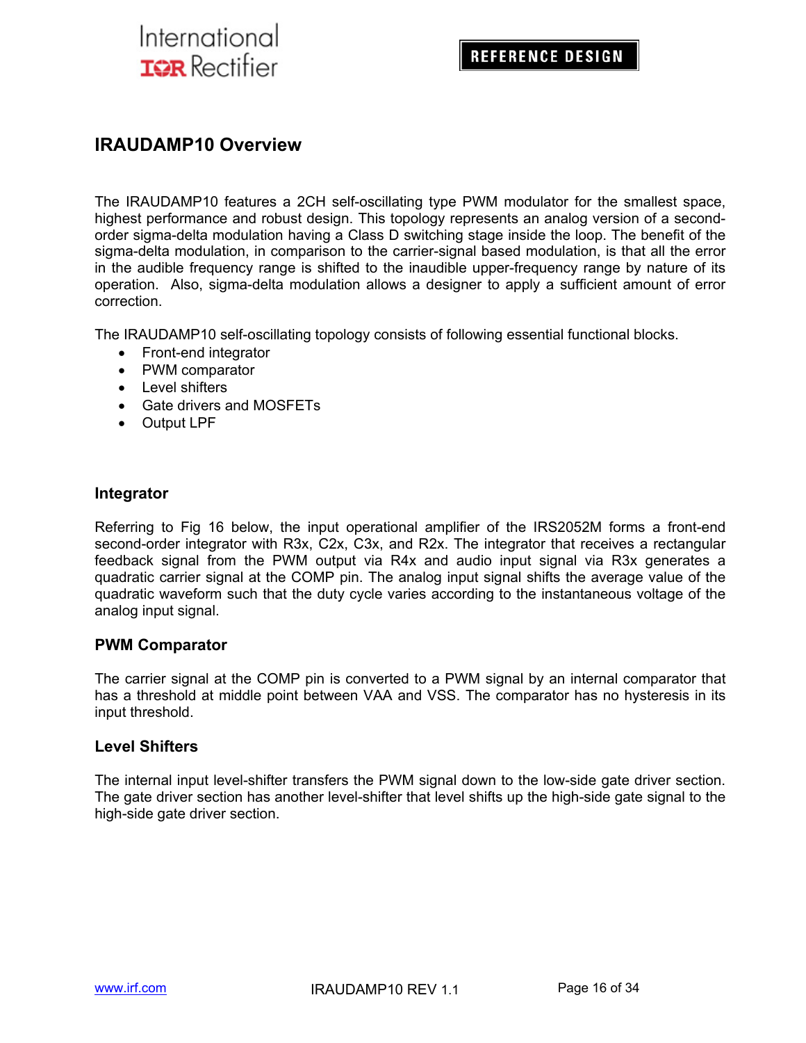## IRAUDAMP10 Overview

The IRAUDAMP10 features a 2CH self-oscillating type PWM modulator for the smallest space, highest performance and robust design. This topology represents an analog version of a second-order sigma-delta modulation having a Class D switching stage inside the loop. The benefit of the sigma-delta modulation, in comparison to the carrier-signal based modulation, is that all the error in the audible frequency range is shifted to the inaudible upper-frequency range by nature of its operation. Also, sigma-delta modulation allows a designer to apply a sufficient amount of error correction.

The IRAUDAMP10 self-oscillating topology consists of following essential functional blocks.

- Front-end integrator
- PWM comparator
- Level shifters
- Gate drivers and MOSFETs
- Output LPF

### Integrator

Referring to Fig 16 below, the input operational amplifier of the IRS2052M forms a front-end second-order integrator with R3x, C2x, C3x, and R2x. The integrator that receives a rectangular feedback signal from the PWM output via R4x and audio input signal via R3x generates a quadratic carrier signal at the COMP pin. The analog input signal shifts the average value of the quadratic waveform such that the duty cycle varies according to the instantaneous voltage of the analog input signal.

### PWM Comparator

The carrier signal at the COMP pin is converted to a PWM signal by an internal comparator that has a threshold at middle point between VAA and VSS. The comparator has no hysteresis in its input threshold.

### Level Shifters

The internal input level-shifter transfers the PWM signal down to the low-side gate driver section. The gate driver section has another level-shifter that level shifts up the high-side gate signal to the high-side gate driver section.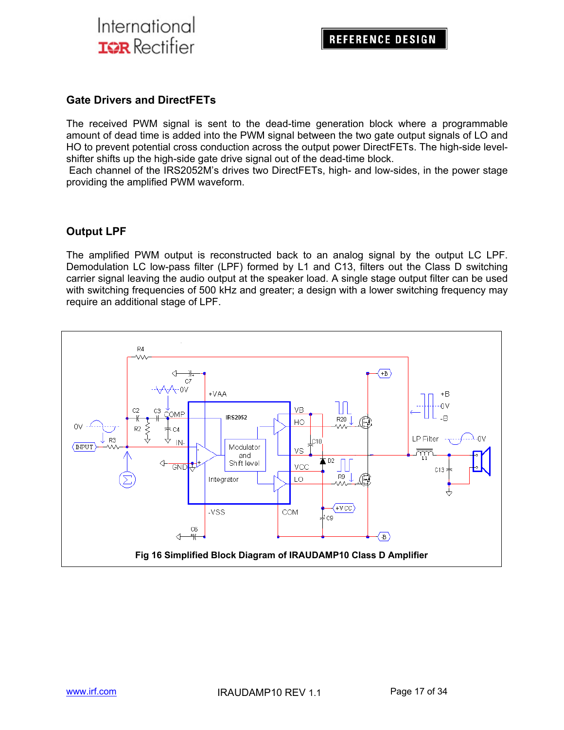## Gate Drivers and DirectFETs

The received PWM signal is sent to the dead-time generation block where a programmable amount of dead time is added into the PWM signal between the two gate output signals of LO and HO to prevent potential cross conduction across the output power DirectFETs. The high-side level-shifter shifts up the high-side gate drive signal out of the dead-time block.

Each channel of the IRS2052M's drives two DirectFETs, high- and low-sides, in the power stage providing the amplified PWM waveform.

## Output LPF

The amplified PWM output is reconstructed back to an analog signal by the output LC LPF. Demodulation LC low-pass filter (LPF) formed by L1 and C13, filters out the Class D switching carrier signal leaving the audio output at the speaker load. A single stage output filter can be used with switching frequencies of 500 kHz and greater; a design with a lower switching frequency may require an additional stage of LPF.

**Fig 16 Simplified Block Diagram of IRAUDAMP10 Class D Amplifier**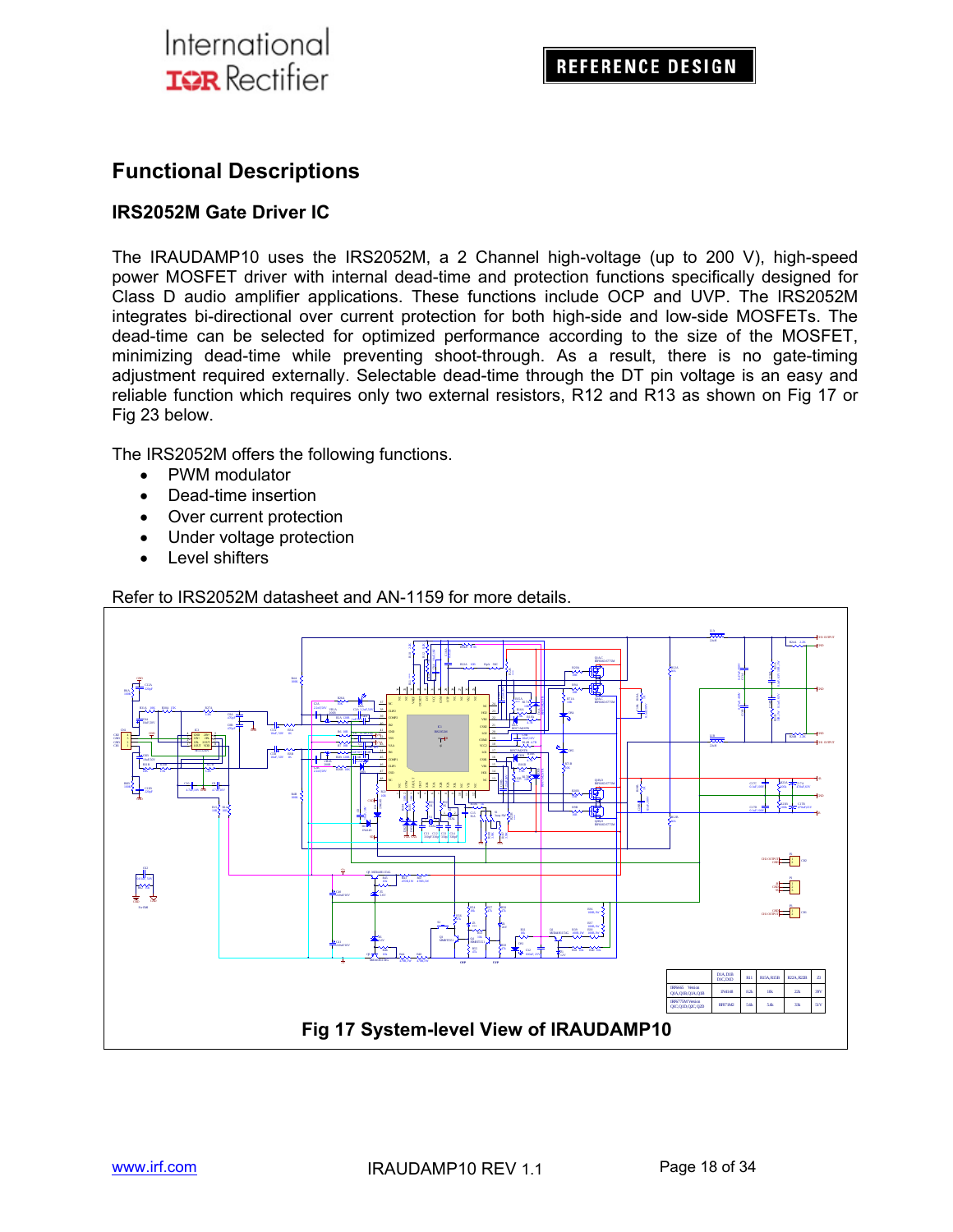## Functional Descriptions

### IRS2052M Gate Driver IC

The IRAUDAMP10 uses the IRS2052M, a 2 Channel high-voltage (up to 200 V), high-speed power MOSFET driver with internal dead-time and protection functions specifically designed for Class D audio amplifier applications. These functions include OCP and UVP. The IRS2052M integrates bi-directional over current protection for both high-side and low-side MOSFETs. The dead-time can be selected for optimized performance according to the size of the MOSFET, minimizing dead-time while preventing shoot-through. As a result, there is no gate-timing adjustment required externally. Selectable dead-time through the DT pin voltage is an easy and reliable function which requires only two external resistors, R12 and R13 as shown on Fig 17 or Fig 23 below.

The IRS2052M offers the following functions.

- PWM modulator
- Dead-time insertion
- Over current protection
- Under voltage protection
- Level shifters

Refer to IRS2052M datasheet and AN-1159 for more details.

**Fig 17 System-level View of IRAUDAMP10**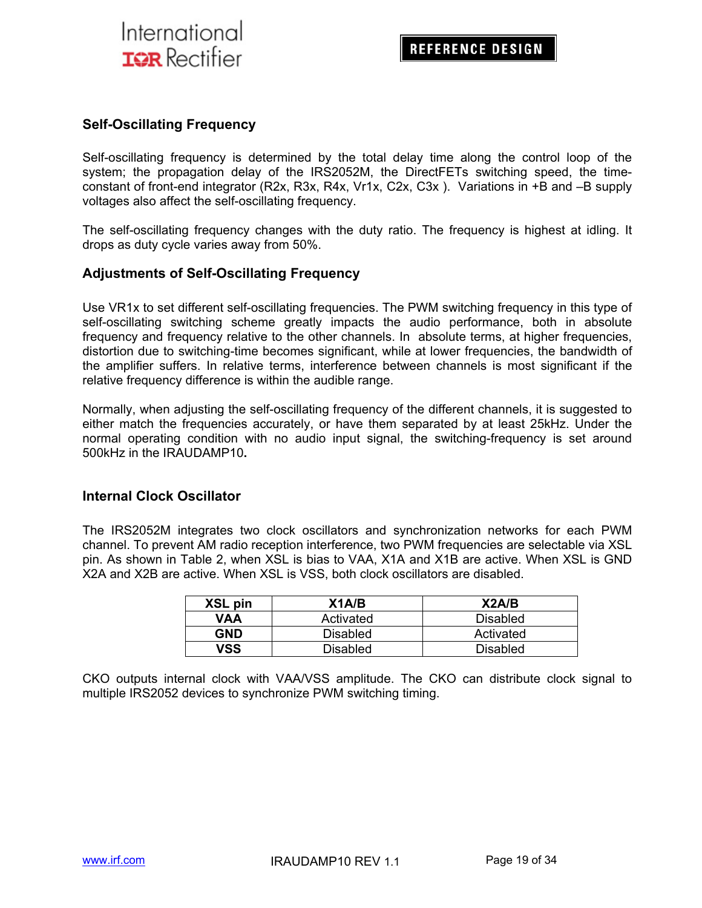## Self-Oscillating Frequency

Self-oscillating frequency is determined by the total delay time along the control loop of the system; the propagation delay of the IRS2052M, the DirectFETs switching speed, the time-constant of front-end integrator (R2x, R3x, R4x, Vr1x, C2x, C3x ). Variations in +B and –B supply voltages also affect the self-oscillating frequency.

The self-oscillating frequency changes with the duty ratio. The frequency is highest at idling. It drops as duty cycle varies away from 50%.

## Adjustments of Self-Oscillating Frequency

Use VR1x to set different self-oscillating frequencies. The PWM switching frequency in this type of self-oscillating switching scheme greatly impacts the audio performance, both in absolute frequency and frequency relative to the other channels. In absolute terms, at higher frequencies, distortion due to switching-time becomes significant, while at lower frequencies, the bandwidth of the amplifier suffers. In relative terms, interference between channels is most significant if the relative frequency difference is within the audible range.

Normally, when adjusting the self-oscillating frequency of the different channels, it is suggested to either match the frequencies accurately, or have them separated by at least 25kHz. Under the normal operating condition with no audio input signal, the switching-frequency is set around 500kHz in the IRAUDAMP10**.**

## Internal Clock Oscillator

The IRS2052M integrates two clock oscillators and synchronization networks for each PWM channel. To prevent AM radio reception interference, two PWM frequencies are selectable via XSL pin. As shown in Table 2, when XSL is bias to VAA, X1A and X1B are active. When XSL is GND X2A and X2B are active. When XSL is VSS, both clock oscillators are disabled.

| XSL pin | X1A/B | X2A/B |
|---|---|---|
| **VAA** | Activated | Disabled |
| **GND** | Disabled | Activated |
| **VSS** | Disabled | Disabled |

CKO outputs internal clock with VAA/VSS amplitude. The CKO can distribute clock signal to multiple IRS2052 devices to synchronize PWM switching timing.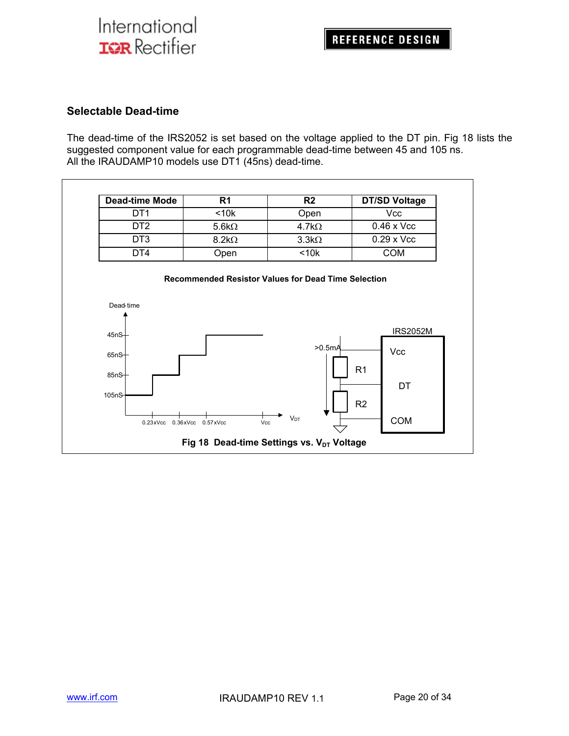## Selectable Dead-time

The dead-time of the IRS2052 is set based on the voltage applied to the DT pin. Fig 18 lists the suggested component value for each programmable dead-time between 45 and 105 ns.
All the IRAUDAMP10 models use DT1 (45ns) dead-time.

| Dead-time Mode | R1 | R2 | DT/SD Voltage |
|---|---|---|---|
| DT1 | <10k | Open | Vcc |
| DT2 | 5.6kΩ | 4.7kΩ | 0.46 x Vcc |
| DT3 | 8.2kΩ | 3.3kΩ | 0.29 x Vcc |
| DT4 | Open | <10k | COM |

**Recommended Resistor Values for Dead Time Selection**

**Fig 18 Dead-time Settings vs. $V_{DT}$ Voltage**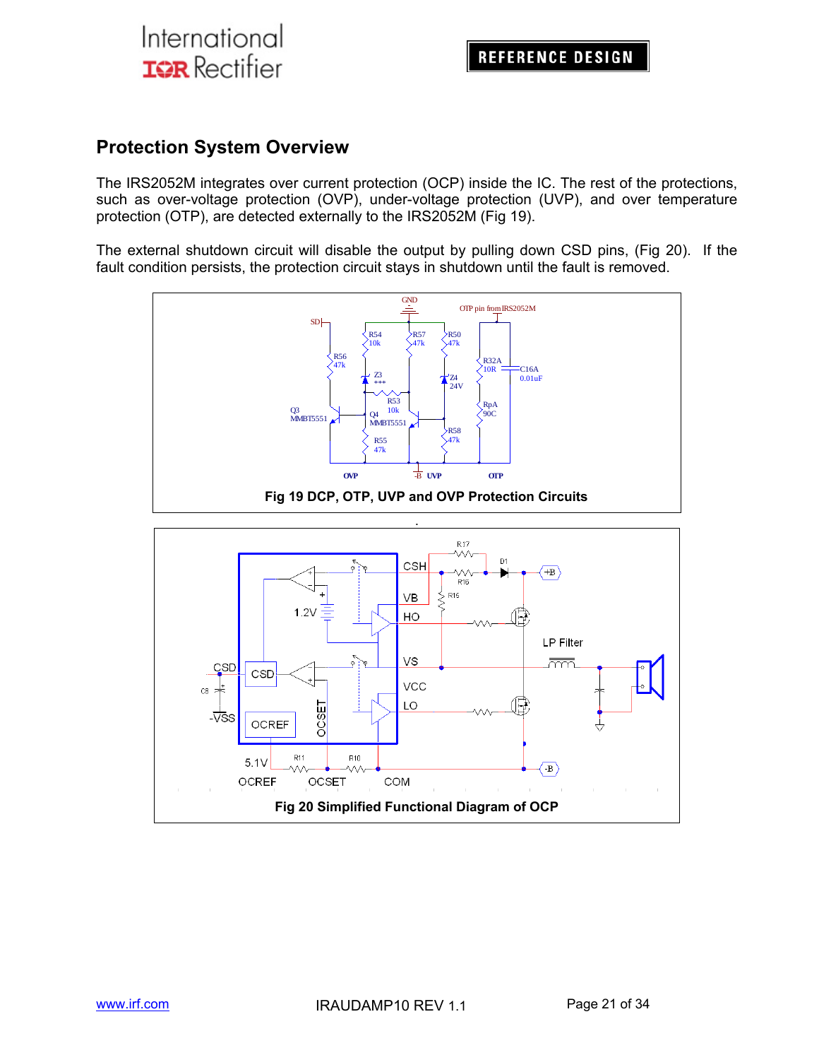## Protection System Overview

The IRS2052M integrates over current protection (OCP) inside the IC. The rest of the protections, such as over-voltage protection (OVP), under-voltage protection (UVP), and over temperature protection (OTP), are detected externally to the IRS2052M (Fig 19).

The external shutdown circuit will disable the output by pulling down CSD pins, (Fig 20). If the fault condition persists, the protection circuit stays in shutdown until the fault is removed.

**Fig 19 DCP, OTP, UVP and OVP Protection Circuits**

**Fig 20 Simplified Functional Diagram of OCP**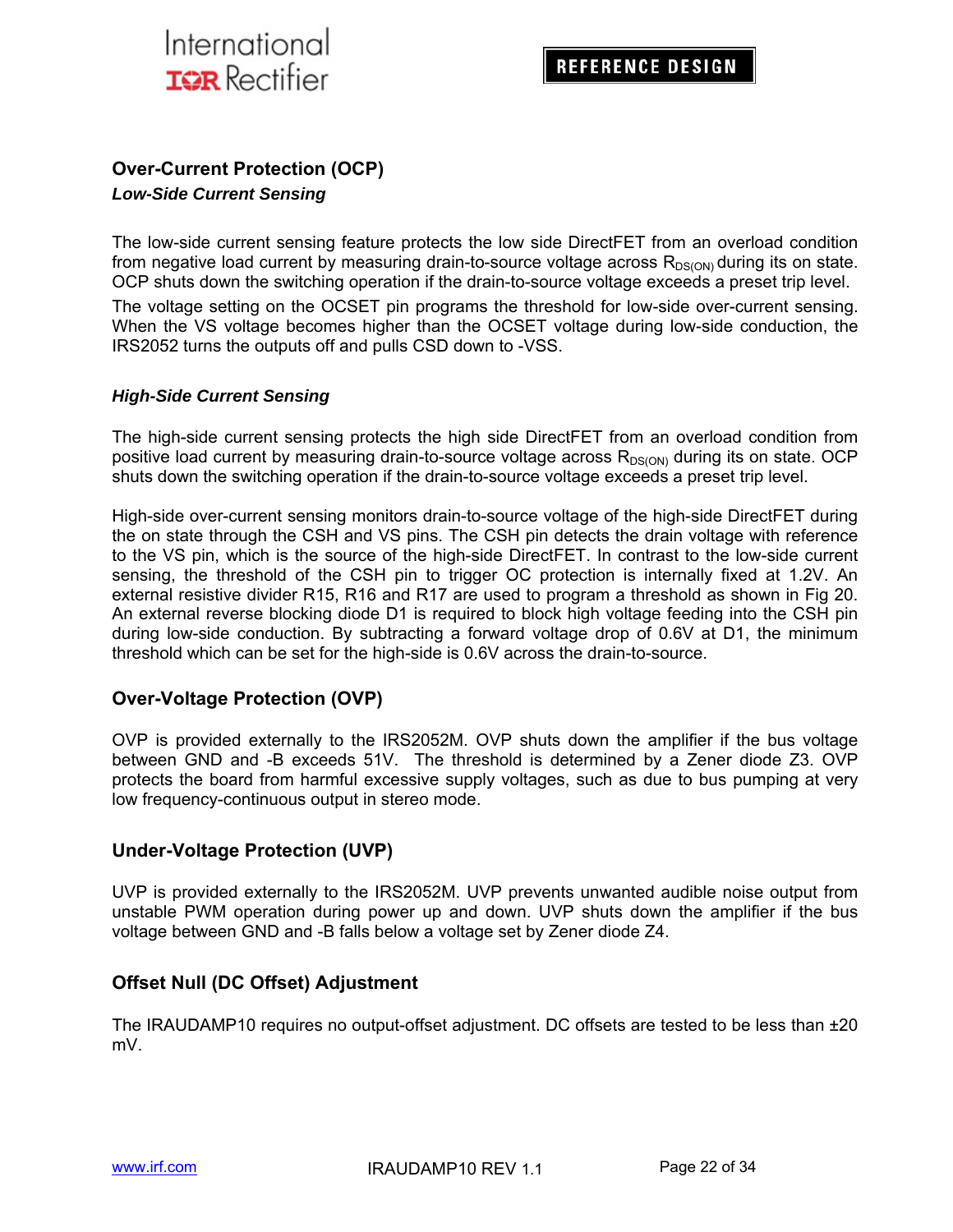## Over-Current Protection (OCP)

### *Low-Side Current Sensing*

The low-side current sensing feature protects the low side DirectFET from an overload condition from negative load current by measuring drain-to-source voltage across $R_{DS(ON)}$ during its on state. OCP shuts down the switching operation if the drain-to-source voltage exceeds a preset trip level.

The voltage setting on the OCSET pin programs the threshold for low-side over-current sensing. When the VS voltage becomes higher than the OCSET voltage during low-side conduction, the IRS2052 turns the outputs off and pulls CSD down to -VSS.

### *High-Side Current Sensing*

The high-side current sensing protects the high side DirectFET from an overload condition from positive load current by measuring drain-to-source voltage across $R_{DS(ON)}$ during its on state. OCP shuts down the switching operation if the drain-to-source voltage exceeds a preset trip level.

High-side over-current sensing monitors drain-to-source voltage of the high-side DirectFET during the on state through the CSH and VS pins. The CSH pin detects the drain voltage with reference to the VS pin, which is the source of the high-side DirectFET. In contrast to the low-side current sensing, the threshold of the CSH pin to trigger OC protection is internally fixed at 1.2V. An external resistive divider R15, R16 and R17 are used to program a threshold as shown in Fig 20. An external reverse blocking diode D1 is required to block high voltage feeding into the CSH pin during low-side conduction. By subtracting a forward voltage drop of 0.6V at D1, the minimum threshold which can be set for the high-side is 0.6V across the drain-to-source.

## Over-Voltage Protection (OVP)

OVP is provided externally to the IRS2052M. OVP shuts down the amplifier if the bus voltage between GND and -B exceeds 51V. The threshold is determined by a Zener diode Z3. OVP protects the board from harmful excessive supply voltages, such as due to bus pumping at very low frequency-continuous output in stereo mode.

## Under-Voltage Protection (UVP)

UVP is provided externally to the IRS2052M. UVP prevents unwanted audible noise output from unstable PWM operation during power up and down. UVP shuts down the amplifier if the bus voltage between GND and -B falls below a voltage set by Zener diode Z4.

## Offset Null (DC Offset) Adjustment

The IRAUDAMP10 requires no output-offset adjustment. DC offsets are tested to be less than ±20 mV.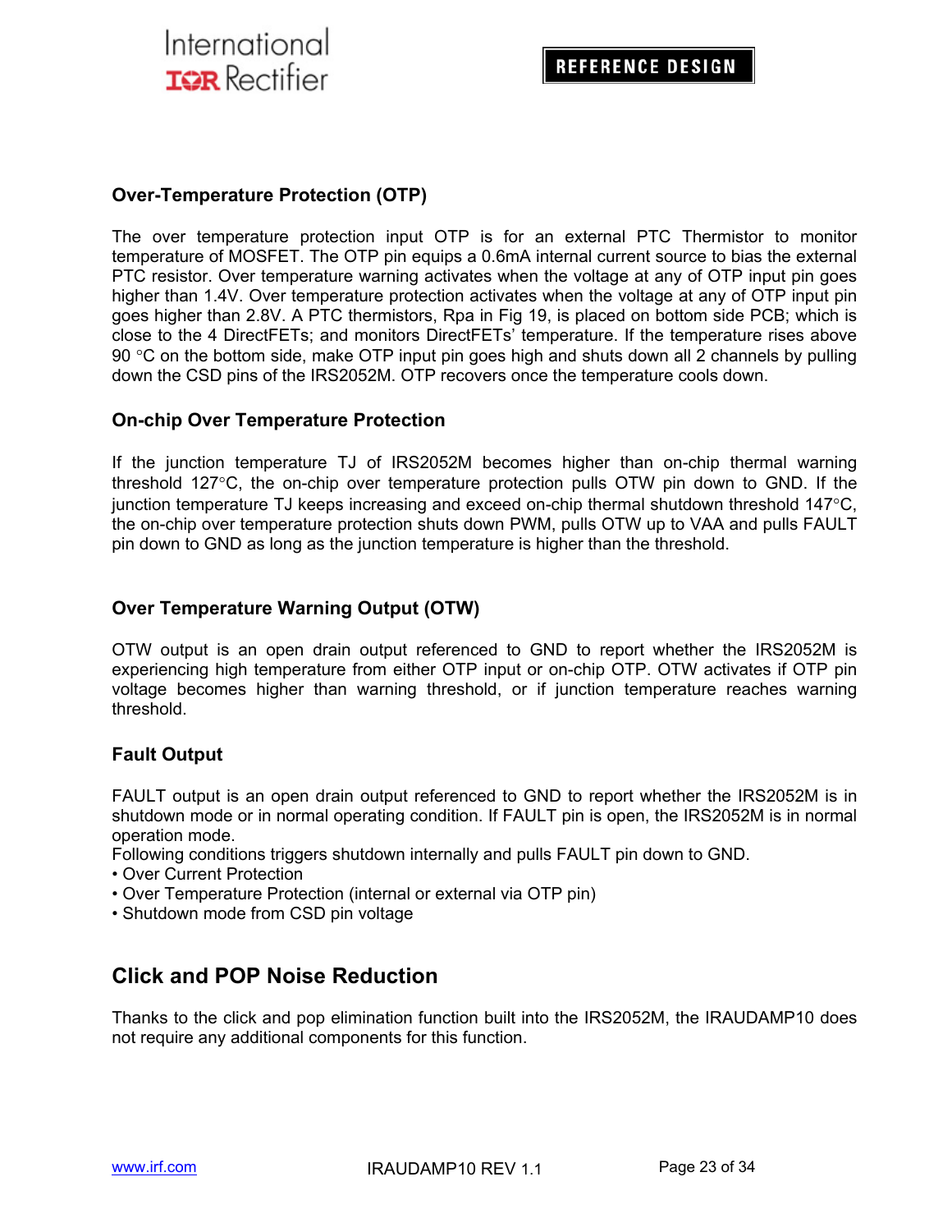### Over-Temperature Protection (OTP)

The over temperature protection input OTP is for an external PTC Thermistor to monitor temperature of MOSFET. The OTP pin equips a 0.6mA internal current source to bias the external PTC resistor. Over temperature warning activates when the voltage at any of OTP input pin goes higher than 1.4V. Over temperature protection activates when the voltage at any of OTP input pin goes higher than 2.8V. A PTC thermistors, Rpa in Fig 19, is placed on bottom side PCB; which is close to the 4 DirectFETs; and monitors DirectFETs' temperature. If the temperature rises above 90 °C on the bottom side, make OTP input pin goes high and shuts down all 2 channels by pulling down the CSD pins of the IRS2052M. OTP recovers once the temperature cools down.

### On-chip Over Temperature Protection

If the junction temperature TJ of IRS2052M becomes higher than on-chip thermal warning threshold 127°C, the on-chip over temperature protection pulls OTW pin down to GND. If the junction temperature TJ keeps increasing and exceed on-chip thermal shutdown threshold 147°C, the on-chip over temperature protection shuts down PWM, pulls OTW up to VAA and pulls FAULT pin down to GND as long as the junction temperature is higher than the threshold.

### Over Temperature Warning Output (OTW)

OTW output is an open drain output referenced to GND to report whether the IRS2052M is experiencing high temperature from either OTP input or on-chip OTP. OTW activates if OTP pin voltage becomes higher than warning threshold, or if junction temperature reaches warning threshold.

### Fault Output

FAULT output is an open drain output referenced to GND to report whether the IRS2052M is in shutdown mode or in normal operating condition. If FAULT pin is open, the IRS2052M is in normal operation mode.
Following conditions triggers shutdown internally and pulls FAULT pin down to GND.

- Over Current Protection
- Over Temperature Protection (internal or external via OTP pin)
- Shutdown mode from CSD pin voltage

## Click and POP Noise Reduction

Thanks to the click and pop elimination function built into the IRS2052M, the IRAUDAMP10 does not require any additional components for this function.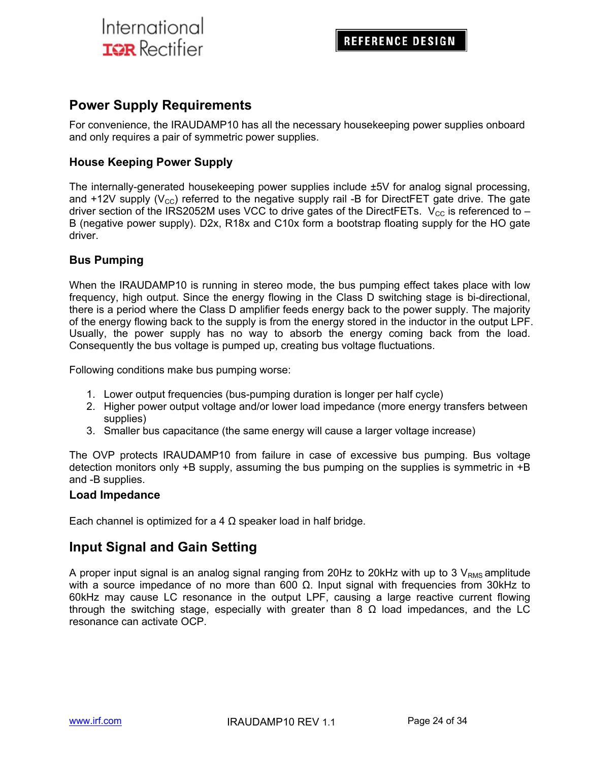## Power Supply Requirements

For convenience, the IRAUDAMP10 has all the necessary housekeeping power supplies onboard and only requires a pair of symmetric power supplies.

### House Keeping Power Supply

The internally-generated housekeeping power supplies include ±5V for analog signal processing, and +12V supply ($V_{CC}$) referred to the negative supply rail -B for DirectFET gate drive. The gate driver section of the IRS2052M uses VCC to drive gates of the DirectFETs. $V_{CC}$ is referenced to –B (negative power supply). D2x, R18x and C10x form a bootstrap floating supply for the HO gate driver.

### Bus Pumping

When the IRAUDAMP10 is running in stereo mode, the bus pumping effect takes place with low frequency, high output. Since the energy flowing in the Class D switching stage is bi-directional, there is a period where the Class D amplifier feeds energy back to the power supply. The majority of the energy flowing back to the supply is from the energy stored in the inductor in the output LPF. Usually, the power supply has no way to absorb the energy coming back from the load. Consequently the bus voltage is pumped up, creating bus voltage fluctuations.

Following conditions make bus pumping worse:

1. Lower output frequencies (bus-pumping duration is longer per half cycle)
2. Higher power output voltage and/or lower load impedance (more energy transfers between supplies)
3. Smaller bus capacitance (the same energy will cause a larger voltage increase)

The OVP protects IRAUDAMP10 from failure in case of excessive bus pumping. Bus voltage detection monitors only +B supply, assuming the bus pumping on the supplies is symmetric in +B and -B supplies.

### Load Impedance

Each channel is optimized for a 4 Ω speaker load in half bridge.

## Input Signal and Gain Setting

A proper input signal is an analog signal ranging from 20Hz to 20kHz with up to 3 $V_{RMS}$ amplitude with a source impedance of no more than 600 Ω. Input signal with frequencies from 30kHz to 60kHz may cause LC resonance in the output LPF, causing a large reactive current flowing through the switching stage, especially with greater than 8 Ω load impedances, and the LC resonance can activate OCP.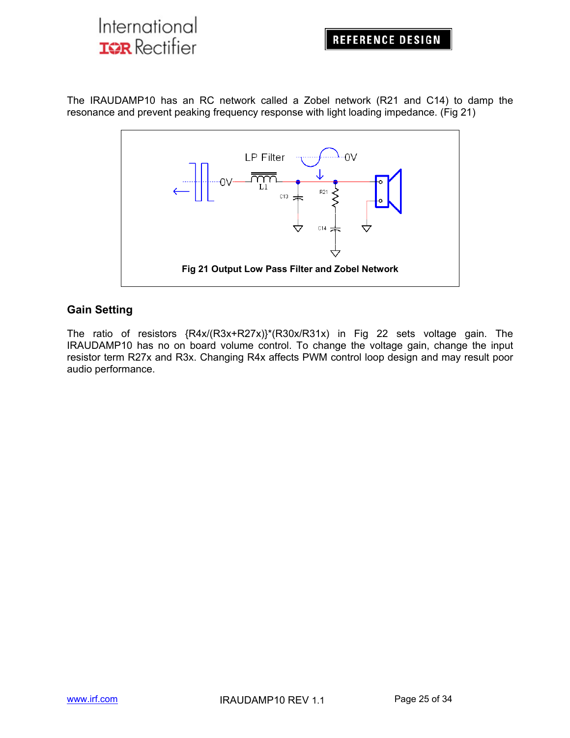The IRAUDAMP10 has an RC network called a Zobel network (R21 and C14) to damp the resonance and prevent peaking frequency response with light loading impedance. (Fig 21)

**Fig 21 Output Low Pass Filter and Zobel Network**

## Gain Setting

The ratio of resistors {R4x/(R3x+R27x)}*(R30x/R31x) in Fig 22 sets voltage gain. The IRAUDAMP10 has no on board volume control. To change the voltage gain, change the input resistor term R27x and R3x. Changing R4x affects PWM control loop design and may result poor audio performance.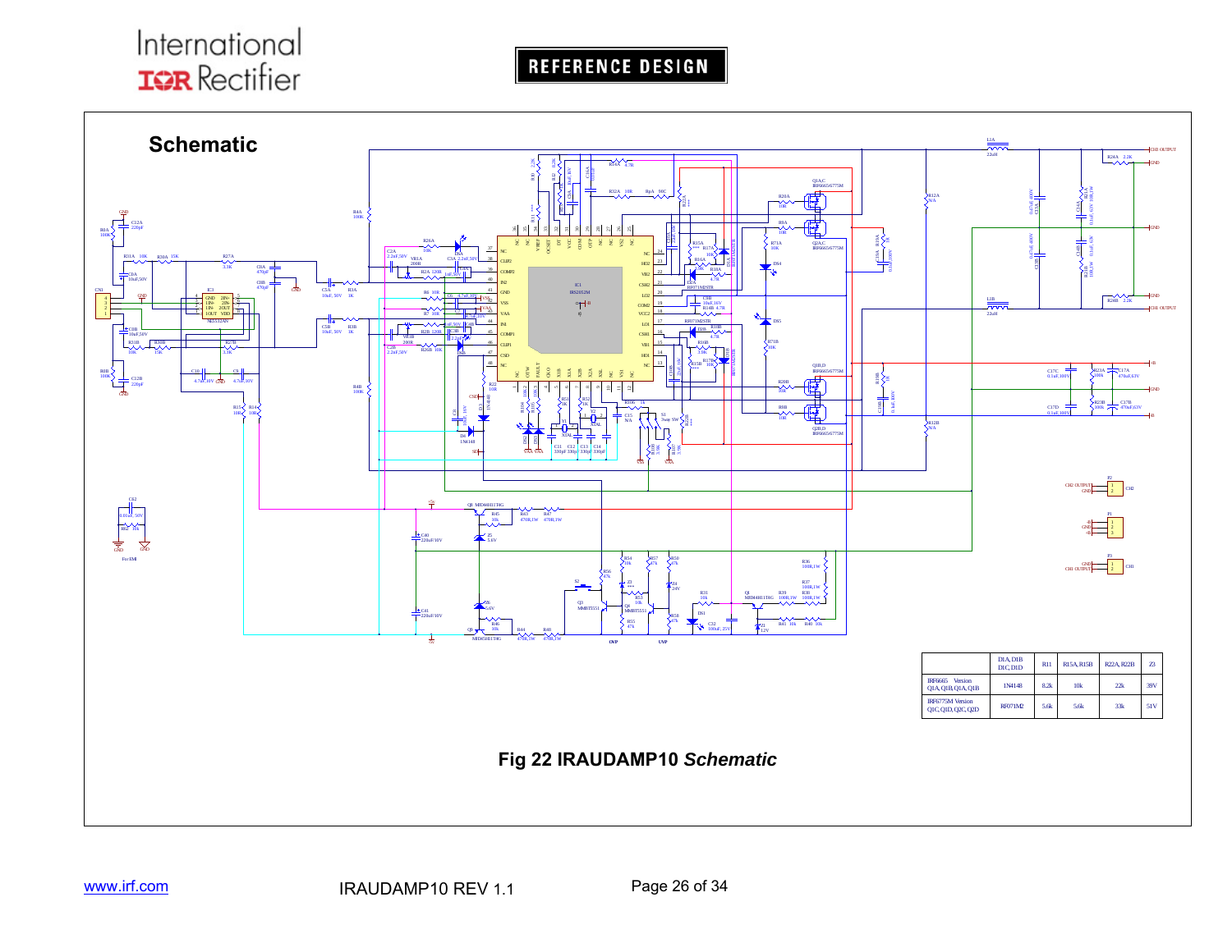## Schematic

| | D1A, D1B D1C, D1D | R11 | R15A, R15B | R22A, R22B | Z3 |
|---|---|---|---|---|---|
| IRF6665 Version Q1A, Q1B, Q1A, Q1B | 1N4148 | 8.2k | 10k | 22k | 39V |
| IRF6775M Version Q1C, Q1D, Q2C, Q2D | RF071M2 | 5.6k | 5.6k | 33k | 51V |

**Fig 22 IRAUDAMP10** ***Schematic***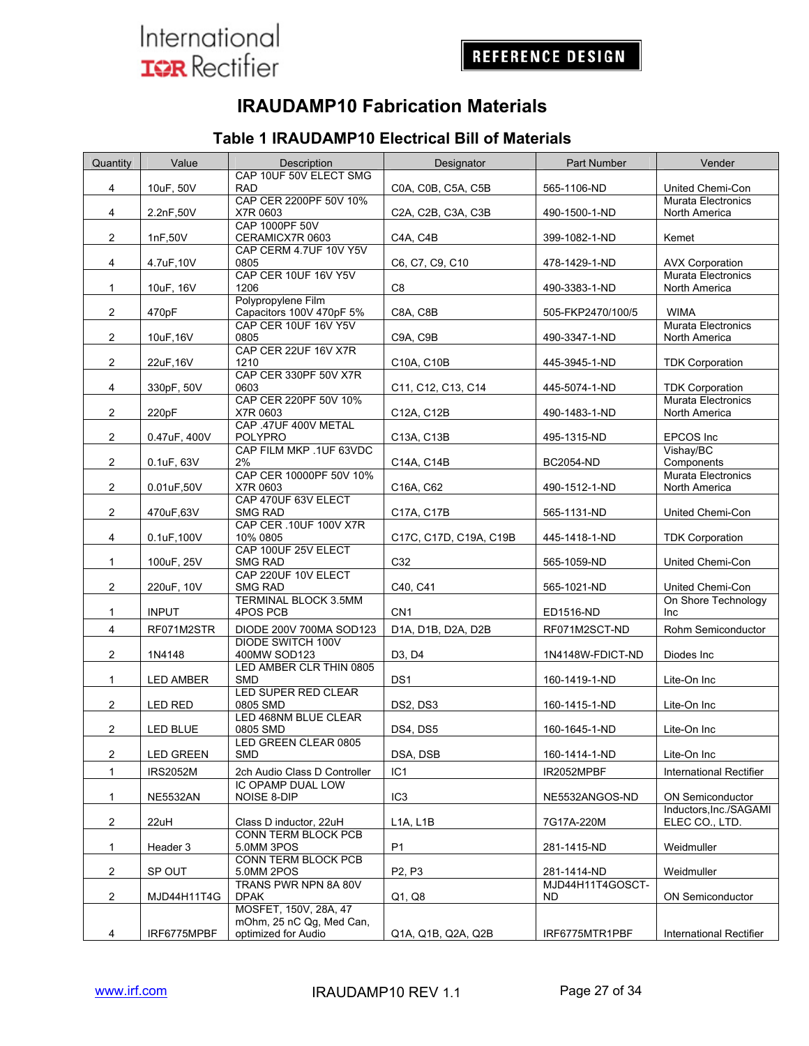# IRAUDAMP10 Fabrication Materials

## Table 1 IRAUDAMP10 Electrical Bill of Materials

| Quantity | Value | Description | Designator | Part Number | Vender |
|---|---|---|---|---|---|
| 4 | 10uF, 50V | CAP 10UF 50V ELECT SMG RAD | C0A, C0B, C5A, C5B | 565-1106-ND | United Chemi-Con |
| 4 | 2.2nF,50V | CAP CER 2200PF 50V 10% X7R 0603 | C2A, C2B, C3A, C3B | 490-1500-1-ND | Murata Electronics North America |
| 2 | 1nF,50V | CAP 1000PF 50V CERAMICX7R 0603 | C4A, C4B | 399-1082-1-ND | Kemet |
| 4 | 4.7uF,10V | CAP CERM 4.7UF 10V Y5V 0805 | C6, C7, C9, C10 | 478-1429-1-ND | AVX Corporation |
| 1 | 10uF, 16V | CAP CER 10UF 16V Y5V 1206 | C8 | 490-3383-1-ND | Murata Electronics North America |
| 2 | 470pF | Polypropylene Film Capacitors 100V 470pF 5% | C8A, C8B | 505-FKP2470/100/5 | WIMA |
| 2 | 10uF,16V | CAP CER 10UF 16V Y5V 0805 | C9A, C9B | 490-3347-1-ND | Murata Electronics North America |
| 2 | 22uF,16V | CAP CER 22UF 16V X7R 1210 | C10A, C10B | 445-3945-1-ND | TDK Corporation |
| 4 | 330pF, 50V | CAP CER 330PF 50V X7R 0603 | C11, C12, C13, C14 | 445-5074-1-ND | TDK Corporation |
| 2 | 220pF | CAP CER 220PF 50V 10% X7R 0603 | C12A, C12B | 490-1483-1-ND | Murata Electronics North America |
| 2 | 0.47uF, 400V | CAP .47UF 400V METAL POLYPRO | C13A, C13B | 495-1315-ND | EPCOS Inc |
| 2 | 0.1uF, 63V | CAP FILM MKP .1UF 63VDC 2% | C14A, C14B | BC2054-ND | Vishay/BC Components |
| 2 | 0.01uF,50V | CAP CER 10000PF 50V 10% X7R 0603 | C16A, C62 | 490-1512-1-ND | Murata Electronics North America |
| 2 | 470uF,63V | CAP 470UF 63V ELECT SMG RAD | C17A, C17B | 565-1131-ND | United Chemi-Con |
| 4 | 0.1uF,100V | CAP CER .10UF 100V X7R 10% 0805 | C17C, C17D, C19A, C19B | 445-1418-1-ND | TDK Corporation |
| 1 | 100uF, 25V | CAP 100UF 25V ELECT SMG RAD | C32 | 565-1059-ND | United Chemi-Con |
| 2 | 220uF, 10V | CAP 220UF 10V ELECT SMG RAD | C40, C41 | 565-1021-ND | United Chemi-Con |
| 1 | INPUT | TERMINAL BLOCK 3.5MM 4POS PCB | CN1 | ED1516-ND | On Shore Technology Inc |
| 4 | RF071M2STR | DIODE 200V 700MA SOD123 | D1A, D1B, D2A, D2B | RF071M2SCT-ND | Rohm Semiconductor |
| 2 | 1N4148 | DIODE SWITCH 100V 400MW SOD123 | D3, D4 | 1N4148W-FDICT-ND | Diodes Inc |
| 1 | LED AMBER | LED AMBER CLR THIN 0805 SMD | DS1 | 160-1419-1-ND | Lite-On Inc |
| 2 | LED RED | LED SUPER RED CLEAR 0805 SMD | DS2, DS3 | 160-1415-1-ND | Lite-On Inc |
| 2 | LED BLUE | LED 468NM BLUE CLEAR 0805 SMD | DS4, DS5 | 160-1645-1-ND | Lite-On Inc |
| 2 | LED GREEN | LED GREEN CLEAR 0805 SMD | DSA, DSB | 160-1414-1-ND | Lite-On Inc |
| 1 | IRS2052M | 2ch Audio Class D Controller | IC1 | IR2052MPBF | International Rectifier |
| 1 | NE5532AN | IC OPAMP DUAL LOW NOISE 8-DIP | IC3 | NE5532ANGOS-ND | ON Semiconductor |
| 2 | 22uH | Class D inductor, 22uH | L1A, L1B | 7G17A-220M | Inductors,Inc./SAGAMI ELEC CO., LTD. |
| 1 | Header 3 | CONN TERM BLOCK PCB 5.0MM 3POS | P1 | 281-1415-ND | Weidmuller |
| 2 | SP OUT | CONN TERM BLOCK PCB 5.0MM 2POS | P2, P3 | 281-1414-ND | Weidmuller |
| 2 | MJD44H11T4G | TRANS PWR NPN 8A 80V DPAK | Q1, Q8 | MJD44H11T4GOSCT-ND | ON Semiconductor |
| 4 | IRF6775MPBF | MOSFET, 150V, 28A, 47 mOhm, 25 nC Qg, Med Can, optimized for Audio | Q1A, Q1B, Q2A, Q2B | IRF6775MTR1PBF | International Rectifier |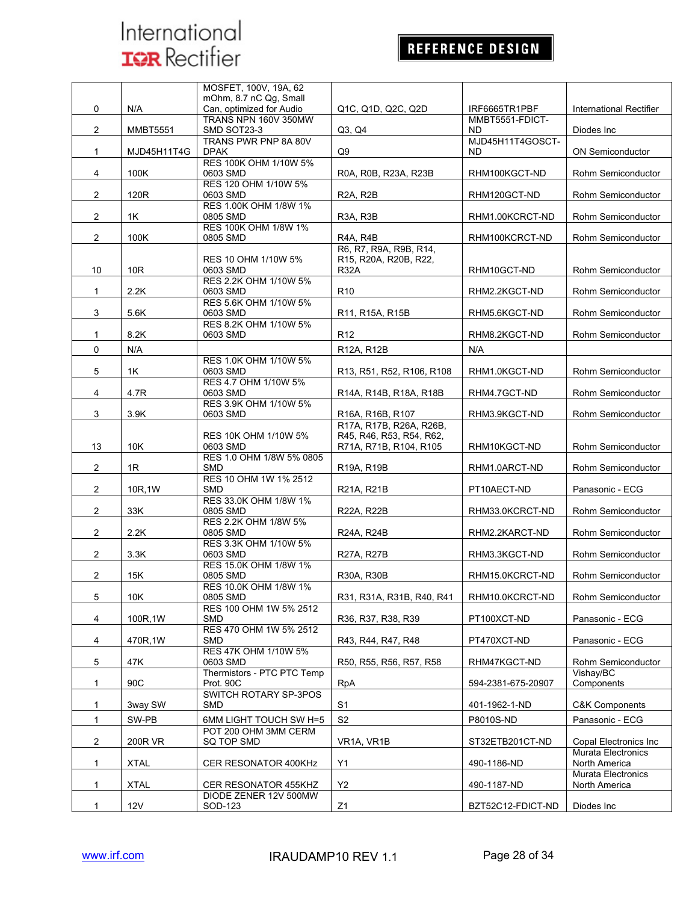| | | | | | |
|---|---|---|---|---|---|
| 0 | N/A | MOSFET, 100V, 19A, 62 mOhm, 8.7 nC Qg, Small Can, optimized for Audio | Q1C, Q1D, Q2C, Q2D | IRF6665TR1PBF | International Rectifier |
| 2 | MMBT5551 | TRANS NPN 160V 350MW SMD SOT23-3 | Q3, Q4 | MMBT5551-FDICT-ND | Diodes Inc |
| 1 | MJD45H11T4G | TRANS PWR PNP 8A 80V DPAK | Q9 | MJD45H11T4GOSCT-ND | ON Semiconductor |
| 4 | 100K | RES 100K OHM 1/10W 5% 0603 SMD | R0A, R0B, R23A, R23B | RHM100KGCT-ND | Rohm Semiconductor |
| 2 | 120R | RES 120 OHM 1/10W 5% 0603 SMD | R2A, R2B | RHM120GCT-ND | Rohm Semiconductor |
| 2 | 1K | RES 1.00K OHM 1/8W 1% 0805 SMD | R3A, R3B | RHM1.00KCRCT-ND | Rohm Semiconductor |
| 2 | 100K | RES 100K OHM 1/8W 1% 0805 SMD | R4A, R4B | RHM100KCRCT-ND | Rohm Semiconductor |
| 10 | 10R | RES 10 OHM 1/10W 5% 0603 SMD | R6, R7, R9A, R9B, R14, R15, R20A, R20B, R22, R32A | RHM10GCT-ND | Rohm Semiconductor |
| 1 | 2.2K | RES 2.2K OHM 1/10W 5% 0603 SMD | R10 | RHM2.2KGCT-ND | Rohm Semiconductor |
| 3 | 5.6K | RES 5.6K OHM 1/10W 5% 0603 SMD | R11, R15A, R15B | RHM5.6KGCT-ND | Rohm Semiconductor |
| 1 | 8.2K | RES 8.2K OHM 1/10W 5% 0603 SMD | R12 | RHM8.2KGCT-ND | Rohm Semiconductor |
| 0 | N/A | | R12A, R12B | N/A | |
| 5 | 1K | RES 1.0K OHM 1/10W 5% 0603 SMD | R13, R51, R52, R106, R108 | RHM1.0KGCT-ND | Rohm Semiconductor |
| 4 | 4.7R | RES 4.7 OHM 1/10W 5% 0603 SMD | R14A, R14B, R18A, R18B | RHM4.7GCT-ND | Rohm Semiconductor |
| 3 | 3.9K | RES 3.9K OHM 1/10W 5% 0603 SMD | R16A, R16B, R107 | RHM3.9KGCT-ND | Rohm Semiconductor |
| 13 | 10K | RES 10K OHM 1/10W 5% 0603 SMD | R17A, R17B, R26A, R26B, R45, R46, R53, R54, R62, R71A, R71B, R104, R105 | RHM10KGCT-ND | Rohm Semiconductor |
| 2 | 1R | RES 1.0 OHM 1/8W 5% 0805 SMD | R19A, R19B | RHM1.0ARCT-ND | Rohm Semiconductor |
| 2 | 10R,1W | RES 10 OHM 1W 1% 2512 SMD | R21A, R21B | PT10AECT-ND | Panasonic - ECG |
| 2 | 33K | RES 33.0K OHM 1/8W 1% 0805 SMD | R22A, R22B | RHM33.0KCRCT-ND | Rohm Semiconductor |
| 2 | 2.2K | RES 2.2K OHM 1/8W 5% 0805 SMD | R24A, R24B | RHM2.2KARCT-ND | Rohm Semiconductor |
| 2 | 3.3K | RES 3.3K OHM 1/10W 5% 0603 SMD | R27A, R27B | RHM3.3KGCT-ND | Rohm Semiconductor |
| 2 | 15K | RES 15.0K OHM 1/8W 1% 0805 SMD | R30A, R30B | RHM15.0KCRCT-ND | Rohm Semiconductor |
| 5 | 10K | RES 10.0K OHM 1/8W 1% 0805 SMD | R31, R31A, R31B, R40, R41 | RHM10.0KCRCT-ND | Rohm Semiconductor |
| 4 | 100R,1W | RES 100 OHM 1W 5% 2512 SMD | R36, R37, R38, R39 | PT100XCT-ND | Panasonic - ECG |
| 4 | 470R,1W | RES 470 OHM 1W 5% 2512 SMD | R43, R44, R47, R48 | PT470XCT-ND | Panasonic - ECG |
| 5 | 47K | RES 47K OHM 1/10W 5% 0603 SMD | R50, R55, R56, R57, R58 | RHM47KGCT-ND | Rohm Semiconductor |
| 1 | 90C | Thermistors - PTC PTC Temp Prot. 90C | RpA | 594-2381-675-20907 | Vishay/BC Components |
| 1 | 3way SW | SWITCH ROTARY SP-3POS SMD | S1 | 401-1962-1-ND | C&K Components |
| 1 | SW-PB | 6MM LIGHT TOUCH SW H=5 | S2 | P8010S-ND | Panasonic - ECG |
| 2 | 200R VR | POT 200 OHM 3MM CERM SQ TOP SMD | VR1A, VR1B | ST32ETB201CT-ND | Copal Electronics Inc |
| 1 | XTAL | CER RESONATOR 400KHz | Y1 | 490-1186-ND | Murata Electronics North America |
| 1 | XTAL | CER RESONATOR 455KHZ | Y2 | 490-1187-ND | Murata Electronics North America |
| 1 | 12V | DIODE ZENER 12V 500MW SOD-123 | Z1 | BZT52C12-FDICT-ND | Diodes Inc |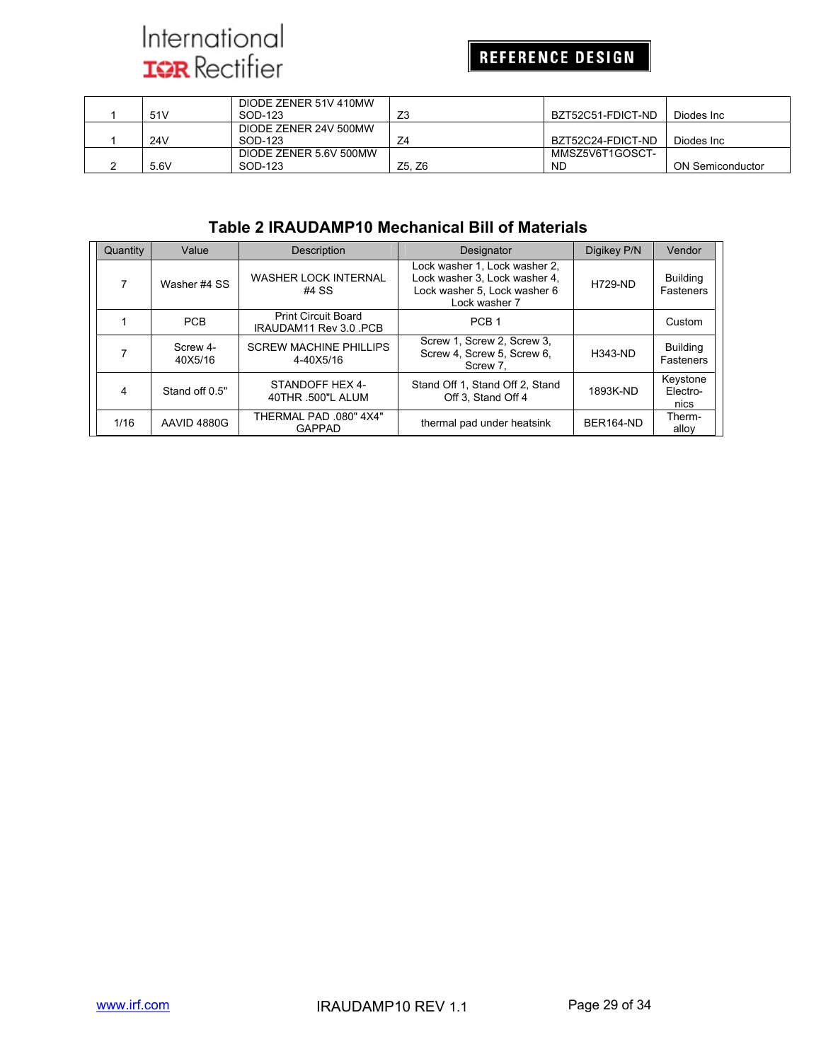| 1 | 51V | DIODE ZENER 51V 410MW SOD-123 | Z3 | BZT52C51-FDICT-ND | Diodes Inc |
|---|---|---|---|---|---|
| 1 | 24V | DIODE ZENER 24V 500MW SOD-123 | Z4 | BZT52C24-FDICT-ND | Diodes Inc |
| 2 | 5.6V | DIODE ZENER 5.6V 500MW SOD-123 | Z5, Z6 | MMSZ5V6T1GOSCT-ND | ON Semiconductor |

## Table 2 IRAUDAMP10 Mechanical Bill of Materials

| Quantity | Value | Description | Designator | Digikey P/N | Vendor |
|---|---|---|---|---|---|
| 7 | Washer #4 SS | WASHER LOCK INTERNAL #4 SS | Lock washer 1, Lock washer 2, Lock washer 3, Lock washer 4, Lock washer 5, Lock washer 6 Lock washer 7 | H729-ND | Building Fasteners |
| 1 | PCB | Print Circuit Board IRAUDAM11 Rev 3.0 .PCB | PCB 1 | | Custom |
| 7 | Screw 4-40X5/16 | SCREW MACHINE PHILLIPS 4-40X5/16 | Screw 1, Screw 2, Screw 3, Screw 4, Screw 5, Screw 6, Screw 7, | H343-ND | Building Fasteners |
| 4 | Stand off 0.5" | STANDOFF HEX 4-40THR .500"L ALUM | Stand Off 1, Stand Off 2, Stand Off 3, Stand Off 4 | 1893K-ND | Keystone Electro-nics |
| 1/16 | AAVID 4880G | THERMAL PAD .080" 4X4" GAPPAD | thermal pad under heatsink | BER164-ND | Therm-alloy |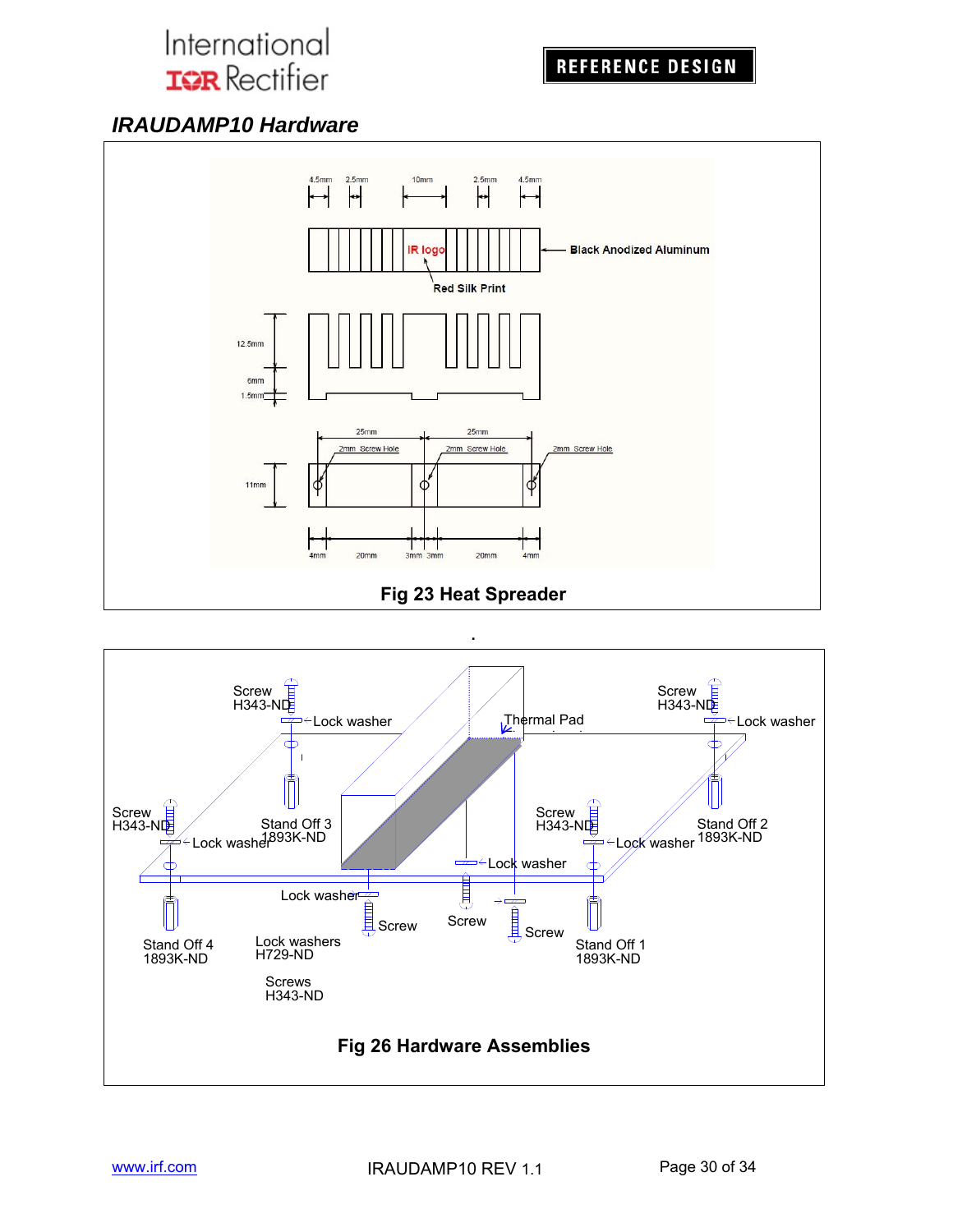## *IRAUDAMP10 Hardware*

4.5mm 2.5mm 10mm 2.5mm 4.5mm

IR logo

Black Anodized Aluminum

Red Silk Print

12.5mm

6mm

1.5mm

25mm 25mm

2mm Screw Hole 2mm Screw Hole 2mm Screw Hole

11mm

4mm 20mm 3mm 3mm 20mm 4mm

**Fig 23 Heat Spreader**

Screw H343-ND

Lock washer

Thermal Pad

Screw H343-ND

Lock washer

Screw H343-ND

Lock washer

Stand Off 3 1893K-ND

Screw H343-ND

Lock washer

Stand Off 2 1893K-ND

Lock washer

Lock washer

Screw

Screw

Screw

Stand Off 4 1893K-ND

Lock washers H729-ND

Screws H343-ND

Stand Off 1 1893K-ND

**Fig 26 Hardware Assemblies**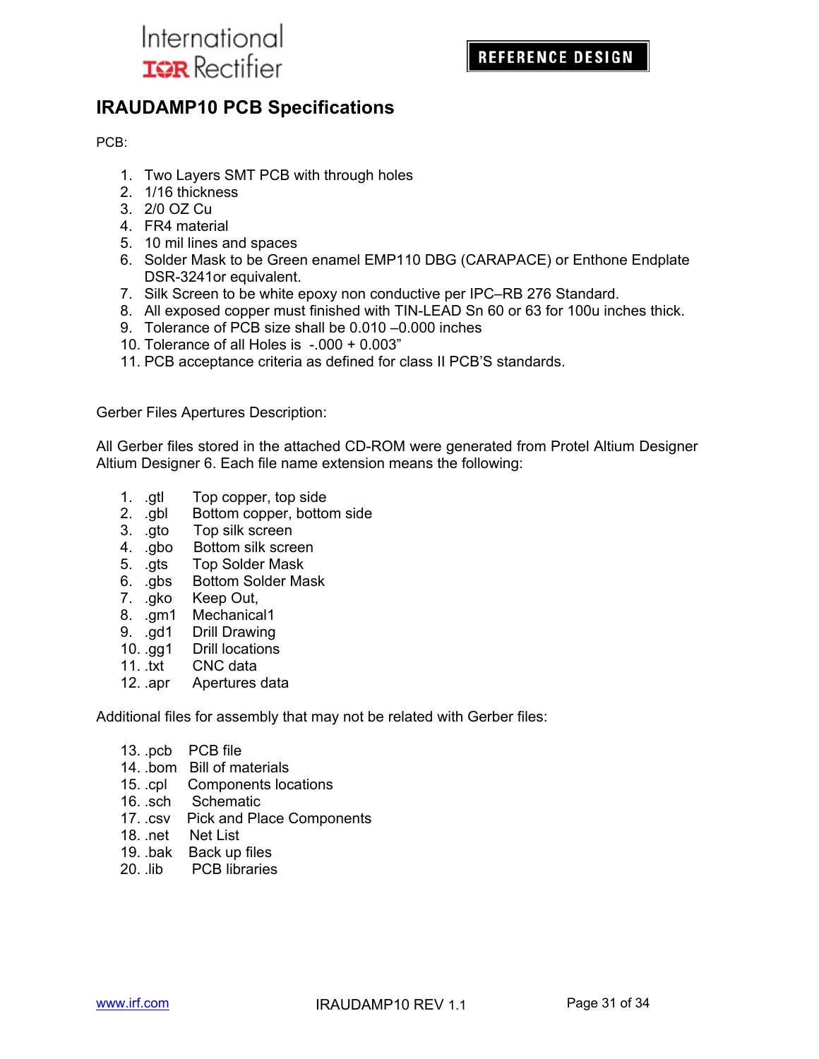# IRAUDAMP10 PCB Specifications

PCB:

1. Two Layers SMT PCB with through holes
2. 1/16 thickness
3. 2/0 OZ Cu
4. FR4 material
5. 10 mil lines and spaces
6. Solder Mask to be Green enamel EMP110 DBG (CARAPACE) or Enthone Endplate DSR-3241or equivalent.
7. Silk Screen to be white epoxy non conductive per IPC–RB 276 Standard.
8. All exposed copper must finished with TIN-LEAD Sn 60 or 63 for 100u inches thick.
9. Tolerance of PCB size shall be 0.010 –0.000 inches
10. Tolerance of all Holes is -.000 + 0.003”
11. PCB acceptance criteria as defined for class II PCB'S standards.

Gerber Files Apertures Description:

All Gerber files stored in the attached CD-ROM were generated from Protel Altium Designer Altium Designer 6. Each file name extension means the following:

1. .gtl Top copper, top side
2. .gbl Bottom copper, bottom side
3. .gto Top silk screen
4. .gbo Bottom silk screen
5. .gts Top Solder Mask
6. .gbs Bottom Solder Mask
7. .gko Keep Out,
8. .gm1 Mechanical1
9. .gd1 Drill Drawing
10. .gg1 Drill locations
11. .txt CNC data
12. .apr Apertures data

Additional files for assembly that may not be related with Gerber files:

13. .pcb PCB file
14. .bom Bill of materials
15. .cpl Components locations
16. .sch Schematic
17. .csv Pick and Place Components
18. .net Net List
19. .bak Back up files
20. .lib PCB libraries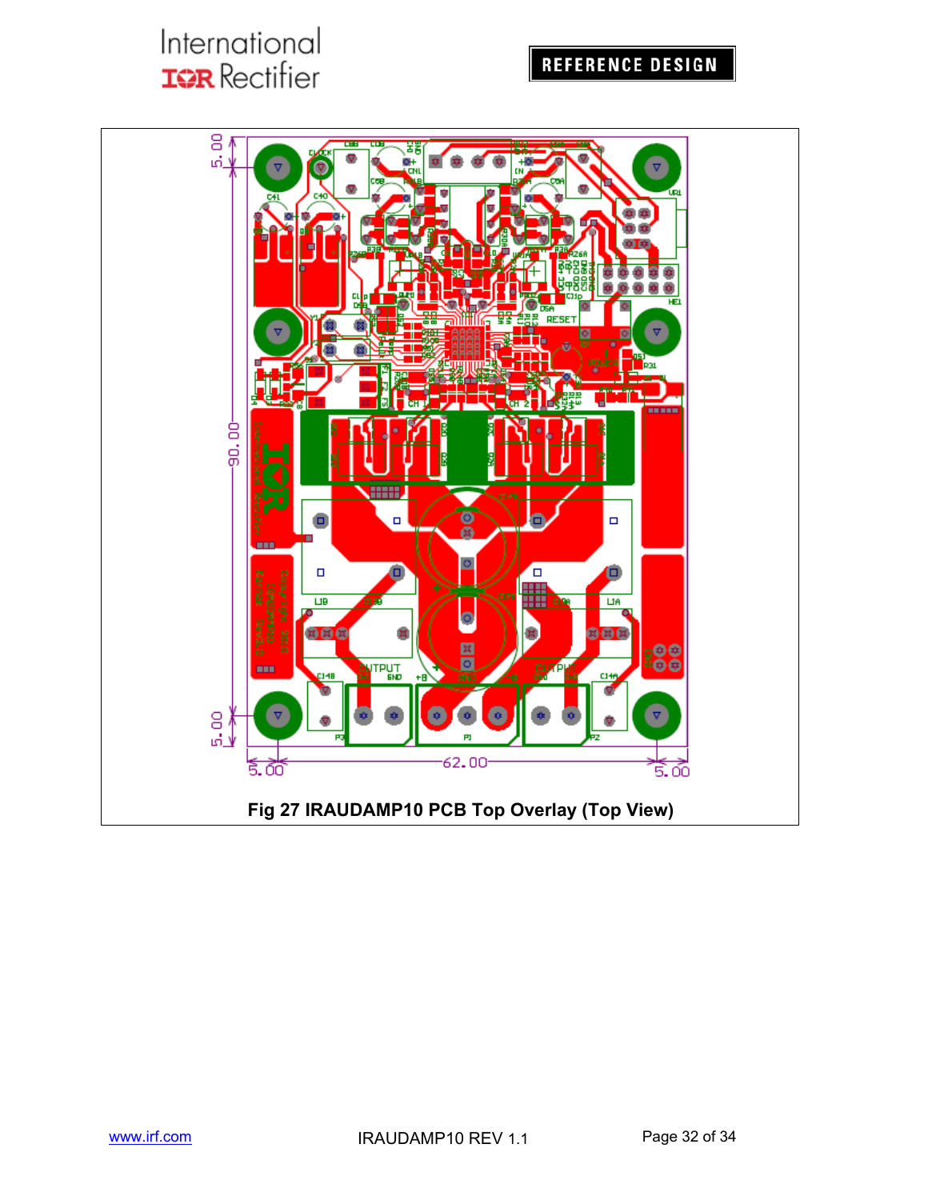Fig 27 IRAUDAMP10 PCB Top Overlay (Top View)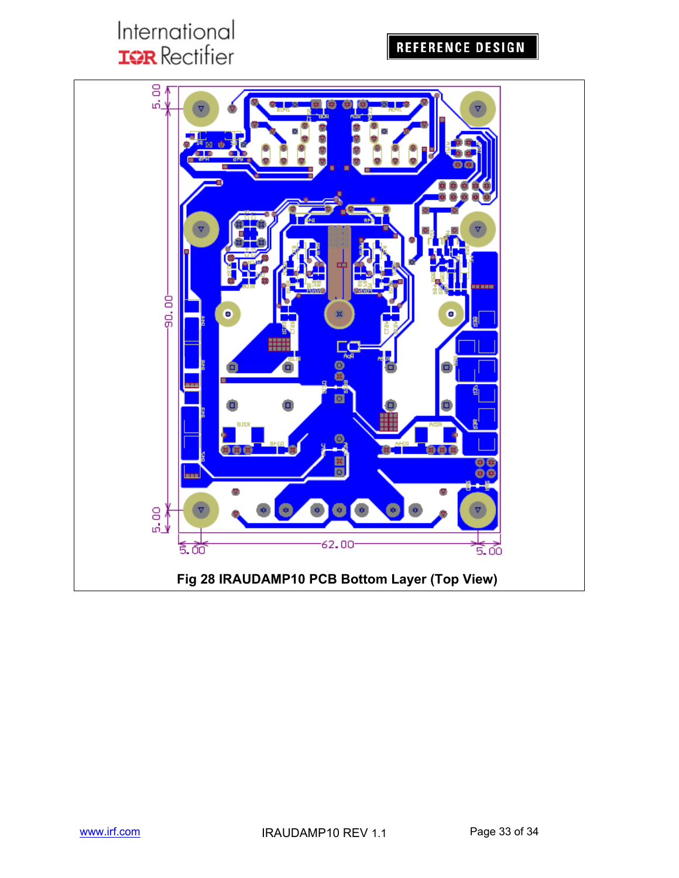Fig 28 IRAUDAMP10 PCB Bottom Layer (Top View)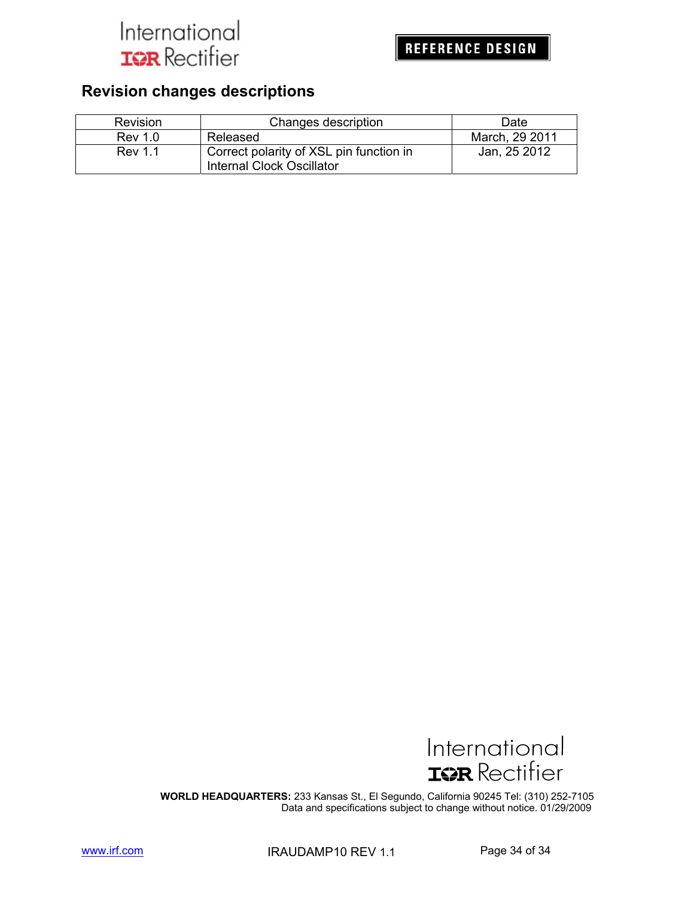## Revision changes descriptions

| Revision | Changes description | Date |
| --- | --- | --- |
| Rev 1.0 | Released | March, 29 2011 |
| Rev 1.1 | Correct polarity of XSL pin function in Internal Clock Oscillator | Jan, 25 2012 |

**WORLD HEADQUARTERS:** 233 Kansas St., El Segundo, California 90245 Tel: (310) 252-7105
Data and specifications subject to change without notice. 01/29/2009